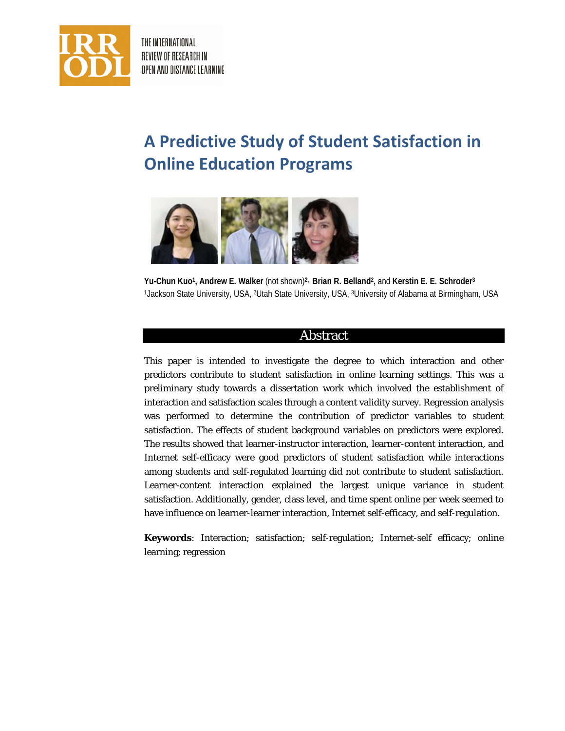# A Predictive Study of Student Satisfaction in Online Education Programs

**Yu-Chun Kuo**[1], **Andrew E. Walker** (not shown)[2], **Brian R. Belland**[2], and **Kerstin E. E. Schroder**[3]
[1]Jackson State University, USA, [2]Utah State University, USA, [3]University of Alabama at Birmingham, USA

## Abstract

This paper is intended to investigate the degree to which interaction and other predictors contribute to student satisfaction in online learning settings. This was a preliminary study towards a dissertation work which involved the establishment of interaction and satisfaction scales through a content validity survey. Regression analysis was performed to determine the contribution of predictor variables to student satisfaction. The effects of student background variables on predictors were explored. The results showed that learner-instructor interaction, learner-content interaction, and Internet self-efficacy were good predictors of student satisfaction while interactions among students and self-regulated learning did not contribute to student satisfaction. Learner-content interaction explained the largest unique variance in student satisfaction. Additionally, gender, class level, and time spent online per week seemed to have influence on learner-learner interaction, Internet self-efficacy, and self-regulation.

**Keywords**: Interaction; satisfaction; self-regulation; Internet-self efficacy; online learning; regression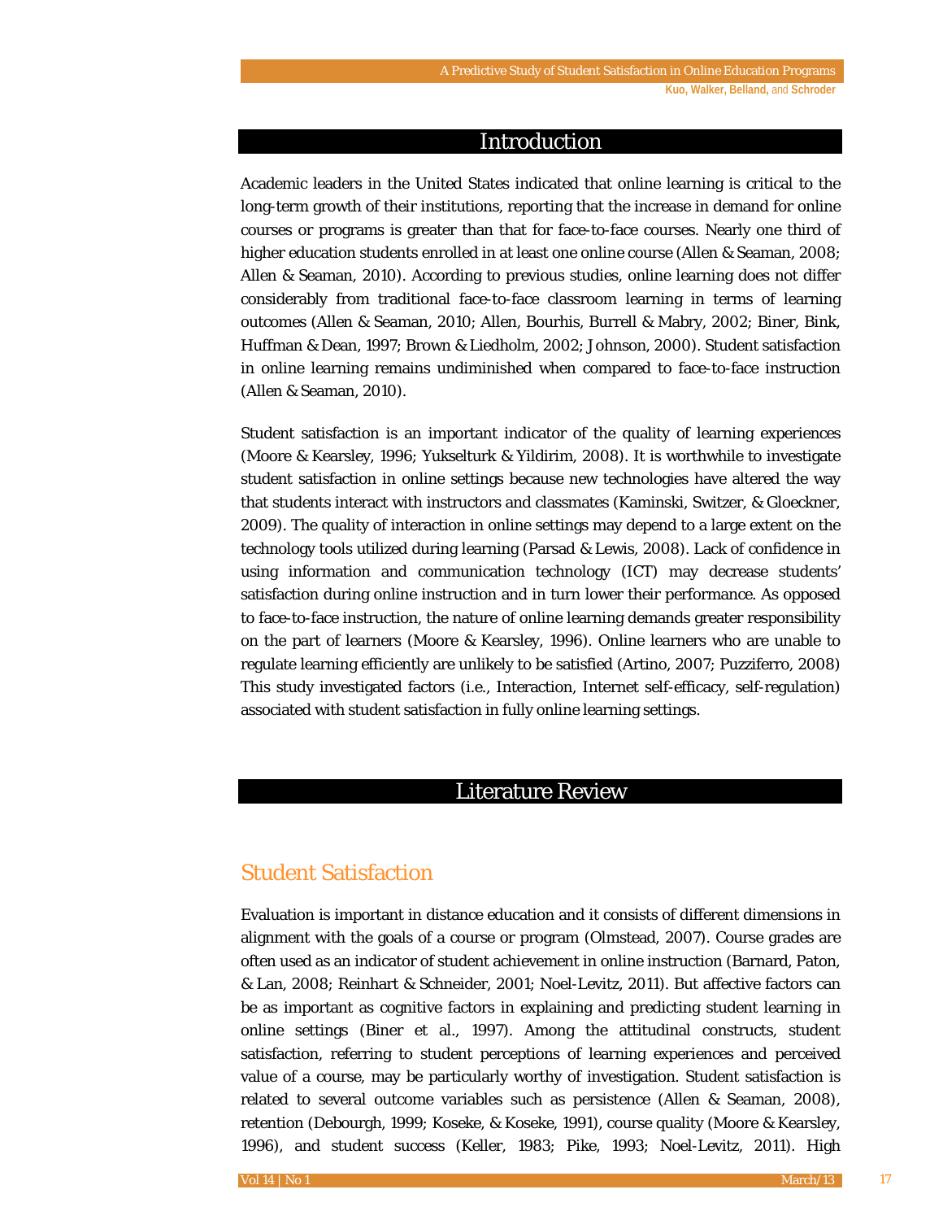## Introduction

Academic leaders in the United States indicated that online learning is critical to the long-term growth of their institutions, reporting that the increase in demand for online courses or programs is greater than that for face-to-face courses. Nearly one third of higher education students enrolled in at least one online course (Allen & Seaman, 2008; Allen & Seaman, 2010). According to previous studies, online learning does not differ considerably from traditional face-to-face classroom learning in terms of learning outcomes (Allen & Seaman, 2010; Allen, Bourhis, Burrell & Mabry, 2002; Biner, Bink, Huffman & Dean, 1997; Brown & Liedholm, 2002; Johnson, 2000). Student satisfaction in online learning remains undiminished when compared to face-to-face instruction (Allen & Seaman, 2010).

Student satisfaction is an important indicator of the quality of learning experiences (Moore & Kearsley, 1996; Yukselturk & Yildirim, 2008). It is worthwhile to investigate student satisfaction in online settings because new technologies have altered the way that students interact with instructors and classmates (Kaminski, Switzer, & Gloeckner, 2009). The quality of interaction in online settings may depend to a large extent on the technology tools utilized during learning (Parsad & Lewis, 2008). Lack of confidence in using information and communication technology (ICT) may decrease students' satisfaction during online instruction and in turn lower their performance. As opposed to face-to-face instruction, the nature of online learning demands greater responsibility on the part of learners (Moore & Kearsley, 1996). Online learners who are unable to regulate learning efficiently are unlikely to be satisfied (Artino, 2007; Puzziferro, 2008) This study investigated factors (i.e., Interaction, Internet self-efficacy, self-regulation) associated with student satisfaction in fully online learning settings.

## Literature Review

### Student Satisfaction

Evaluation is important in distance education and it consists of different dimensions in alignment with the goals of a course or program (Olmstead, 2007). Course grades are often used as an indicator of student achievement in online instruction (Barnard, Paton, & Lan, 2008; Reinhart & Schneider, 2001; Noel-Levitz, 2011). But affective factors can be as important as cognitive factors in explaining and predicting student learning in online settings (Biner et al., 1997). Among the attitudinal constructs, student satisfaction, referring to student perceptions of learning experiences and perceived value of a course, may be particularly worthy of investigation. Student satisfaction is related to several outcome variables such as persistence (Allen & Seaman, 2008), retention (Debourgh, 1999; Koseke, & Koseke, 1991), course quality (Moore & Kearsley, 1996), and student success (Keller, 1983; Pike, 1993; Noel-Levitz, 2011). High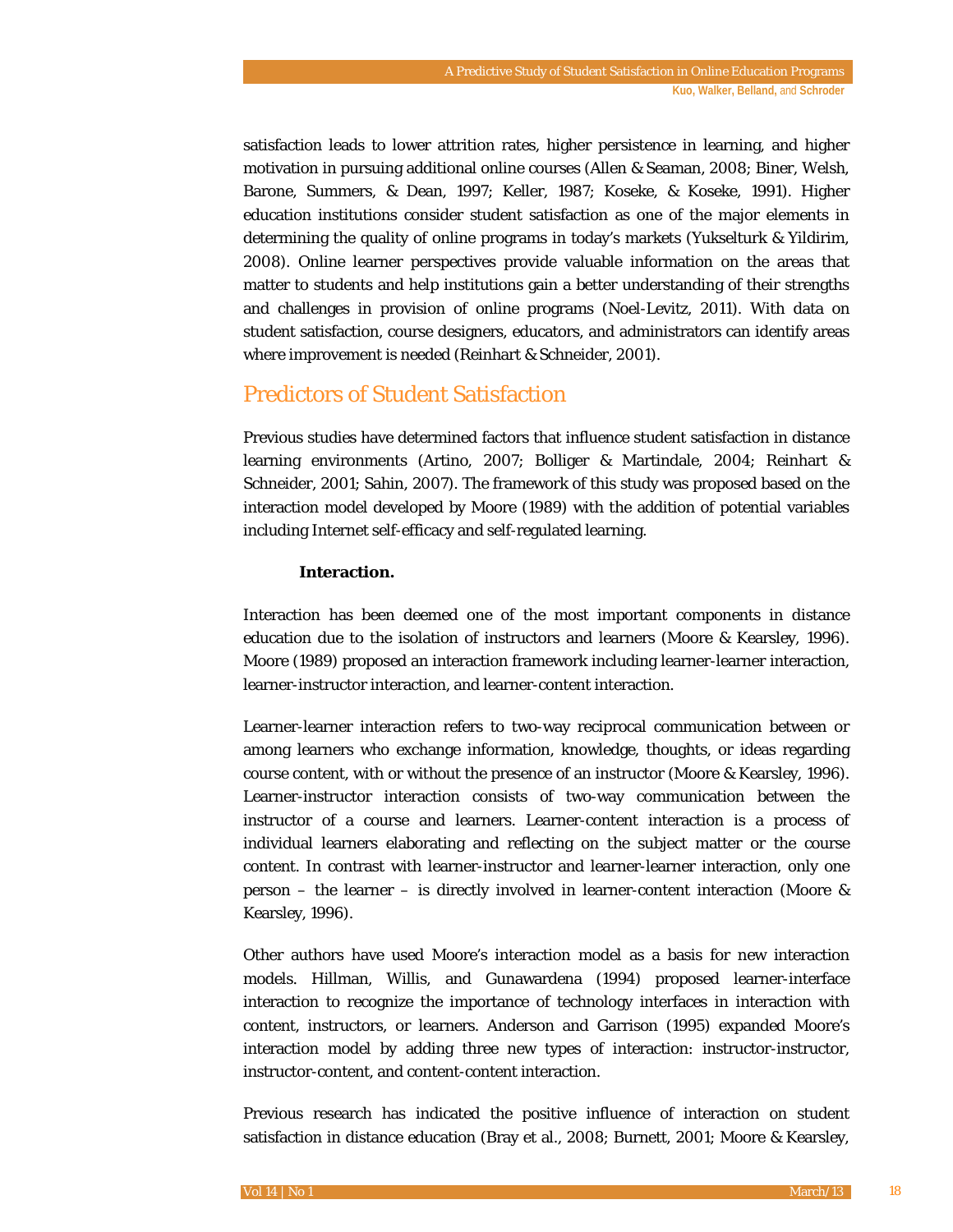satisfaction leads to lower attrition rates, higher persistence in learning, and higher motivation in pursuing additional online courses (Allen & Seaman, 2008; Biner, Welsh, Barone, Summers, & Dean, 1997; Keller, 1987; Koseke, & Koseke, 1991). Higher education institutions consider student satisfaction as one of the major elements in determining the quality of online programs in today's markets (Yukselturk & Yildirim, 2008). Online learner perspectives provide valuable information on the areas that matter to students and help institutions gain a better understanding of their strengths and challenges in provision of online programs (Noel-Levitz, 2011). With data on student satisfaction, course designers, educators, and administrators can identify areas where improvement is needed (Reinhart & Schneider, 2001).

## Predictors of Student Satisfaction

Previous studies have determined factors that influence student satisfaction in distance learning environments (Artino, 2007; Bolliger & Martindale, 2004; Reinhart & Schneider, 2001; Sahin, 2007). The framework of this study was proposed based on the interaction model developed by Moore (1989) with the addition of potential variables including Internet self-efficacy and self-regulated learning.

### Interaction.

Interaction has been deemed one of the most important components in distance education due to the isolation of instructors and learners (Moore & Kearsley, 1996). Moore (1989) proposed an interaction framework including learner-learner interaction, learner-instructor interaction, and learner-content interaction.

Learner-learner interaction refers to two-way reciprocal communication between or among learners who exchange information, knowledge, thoughts, or ideas regarding course content, with or without the presence of an instructor (Moore & Kearsley, 1996). Learner-instructor interaction consists of two-way communication between the instructor of a course and learners. Learner-content interaction is a process of individual learners elaborating and reflecting on the subject matter or the course content. In contrast with learner-instructor and learner-learner interaction, only one person – the learner – is directly involved in learner-content interaction (Moore & Kearsley, 1996).

Other authors have used Moore's interaction model as a basis for new interaction models. Hillman, Willis, and Gunawardena (1994) proposed learner-interface interaction to recognize the importance of technology interfaces in interaction with content, instructors, or learners. Anderson and Garrison (1995) expanded Moore's interaction model by adding three new types of interaction: instructor-instructor, instructor-content, and content-content interaction.

Previous research has indicated the positive influence of interaction on student satisfaction in distance education (Bray et al., 2008; Burnett, 2001; Moore & Kearsley,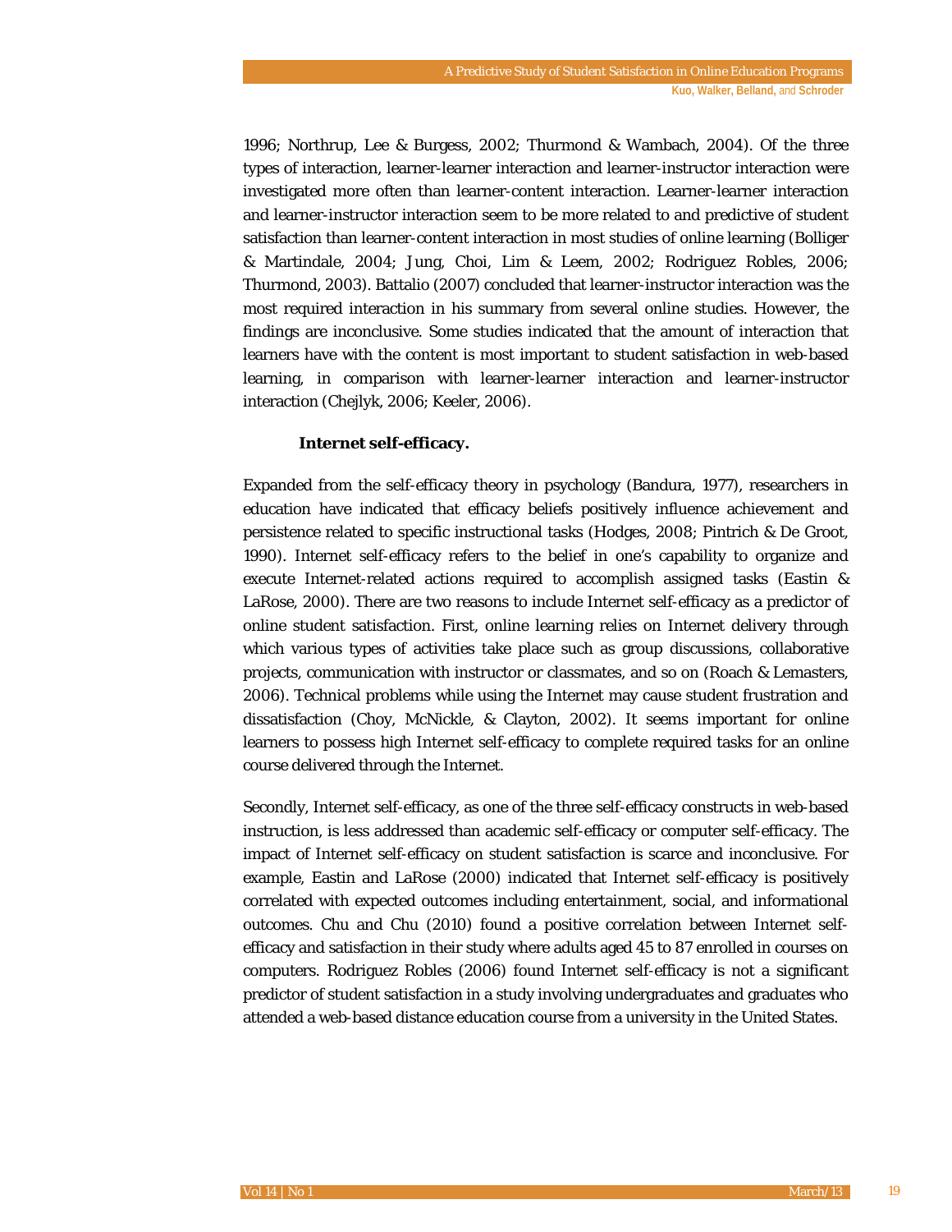1996; Northrup, Lee & Burgess, 2002; Thurmond & Wambach, 2004). Of the three types of interaction, learner-learner interaction and learner-instructor interaction were investigated more often than learner-content interaction. Learner-learner interaction and learner-instructor interaction seem to be more related to and predictive of student satisfaction than learner-content interaction in most studies of online learning (Bolliger & Martindale, 2004; Jung, Choi, Lim & Leem, 2002; Rodriguez Robles, 2006; Thurmond, 2003). Battalio (2007) concluded that learner-instructor interaction was the most required interaction in his summary from several online studies. However, the findings are inconclusive. Some studies indicated that the amount of interaction that learners have with the content is most important to student satisfaction in web-based learning, in comparison with learner-learner interaction and learner-instructor interaction (Chejlyk, 2006; Keeler, 2006).

#### Internet self-efficacy.

Expanded from the self-efficacy theory in psychology (Bandura, 1977), researchers in education have indicated that efficacy beliefs positively influence achievement and persistence related to specific instructional tasks (Hodges, 2008; Pintrich & De Groot, 1990). Internet self-efficacy refers to the belief in one's capability to organize and execute Internet-related actions required to accomplish assigned tasks (Eastin & LaRose, 2000). There are two reasons to include Internet self-efficacy as a predictor of online student satisfaction. First, online learning relies on Internet delivery through which various types of activities take place such as group discussions, collaborative projects, communication with instructor or classmates, and so on (Roach & Lemasters, 2006). Technical problems while using the Internet may cause student frustration and dissatisfaction (Choy, McNickle, & Clayton, 2002). It seems important for online learners to possess high Internet self-efficacy to complete required tasks for an online course delivered through the Internet.

Secondly, Internet self-efficacy, as one of the three self-efficacy constructs in web-based instruction, is less addressed than academic self-efficacy or computer self-efficacy. The impact of Internet self-efficacy on student satisfaction is scarce and inconclusive. For example, Eastin and LaRose (2000) indicated that Internet self-efficacy is positively correlated with expected outcomes including entertainment, social, and informational outcomes. Chu and Chu (2010) found a positive correlation between Internet self-efficacy and satisfaction in their study where adults aged 45 to 87 enrolled in courses on computers. Rodriguez Robles (2006) found Internet self-efficacy is not a significant predictor of student satisfaction in a study involving undergraduates and graduates who attended a web-based distance education course from a university in the United States.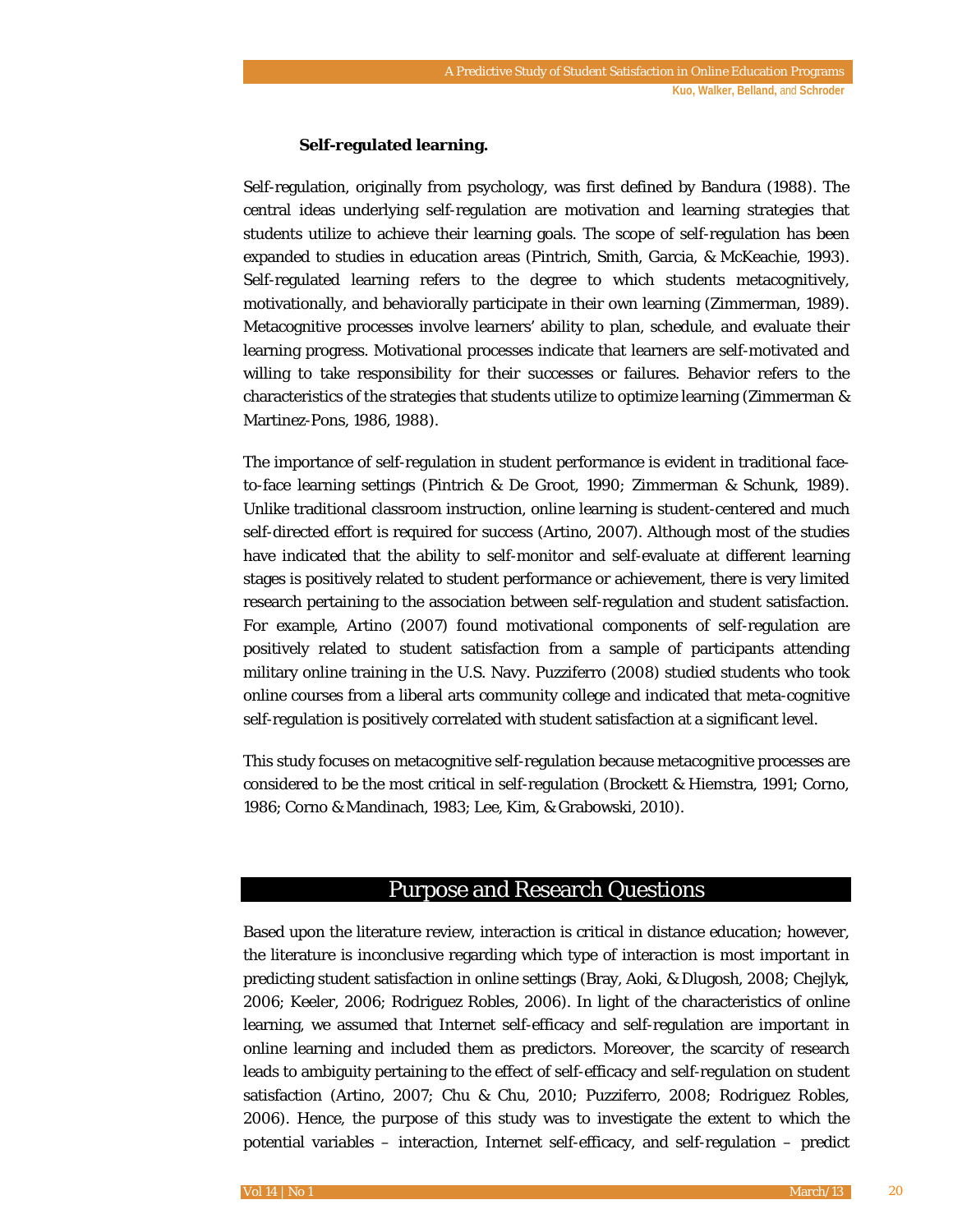### Self-regulated learning.

Self-regulation, originally from psychology, was first defined by Bandura (1988). The central ideas underlying self-regulation are motivation and learning strategies that students utilize to achieve their learning goals. The scope of self-regulation has been expanded to studies in education areas (Pintrich, Smith, Garcia, & McKeachie, 1993). Self-regulated learning refers to the degree to which students metacognitively, motivationally, and behaviorally participate in their own learning (Zimmerman, 1989). Metacognitive processes involve learners' ability to plan, schedule, and evaluate their learning progress. Motivational processes indicate that learners are self-motivated and willing to take responsibility for their successes or failures. Behavior refers to the characteristics of the strategies that students utilize to optimize learning (Zimmerman & Martinez-Pons, 1986, 1988).

The importance of self-regulation in student performance is evident in traditional face-to-face learning settings (Pintrich & De Groot, 1990; Zimmerman & Schunk, 1989). Unlike traditional classroom instruction, online learning is student-centered and much self-directed effort is required for success (Artino, 2007). Although most of the studies have indicated that the ability to self-monitor and self-evaluate at different learning stages is positively related to student performance or achievement, there is very limited research pertaining to the association between self-regulation and student satisfaction. For example, Artino (2007) found motivational components of self-regulation are positively related to student satisfaction from a sample of participants attending military online training in the U.S. Navy. Puzziferro (2008) studied students who took online courses from a liberal arts community college and indicated that meta-cognitive self-regulation is positively correlated with student satisfaction at a significant level.

This study focuses on metacognitive self-regulation because metacognitive processes are considered to be the most critical in self-regulation (Brockett & Hiemstra, 1991; Corno, 1986; Corno & Mandinach, 1983; Lee, Kim, & Grabowski, 2010).

## Purpose and Research Questions

Based upon the literature review, interaction is critical in distance education; however, the literature is inconclusive regarding which type of interaction is most important in predicting student satisfaction in online settings (Bray, Aoki, & Dlugosh, 2008; Chejlyk, 2006; Keeler, 2006; Rodriguez Robles, 2006). In light of the characteristics of online learning, we assumed that Internet self-efficacy and self-regulation are important in online learning and included them as predictors. Moreover, the scarcity of research leads to ambiguity pertaining to the effect of self-efficacy and self-regulation on student satisfaction (Artino, 2007; Chu & Chu, 2010; Puzziferro, 2008; Rodriguez Robles, 2006). Hence, the purpose of this study was to investigate the extent to which the potential variables – interaction, Internet self-efficacy, and self-regulation – predict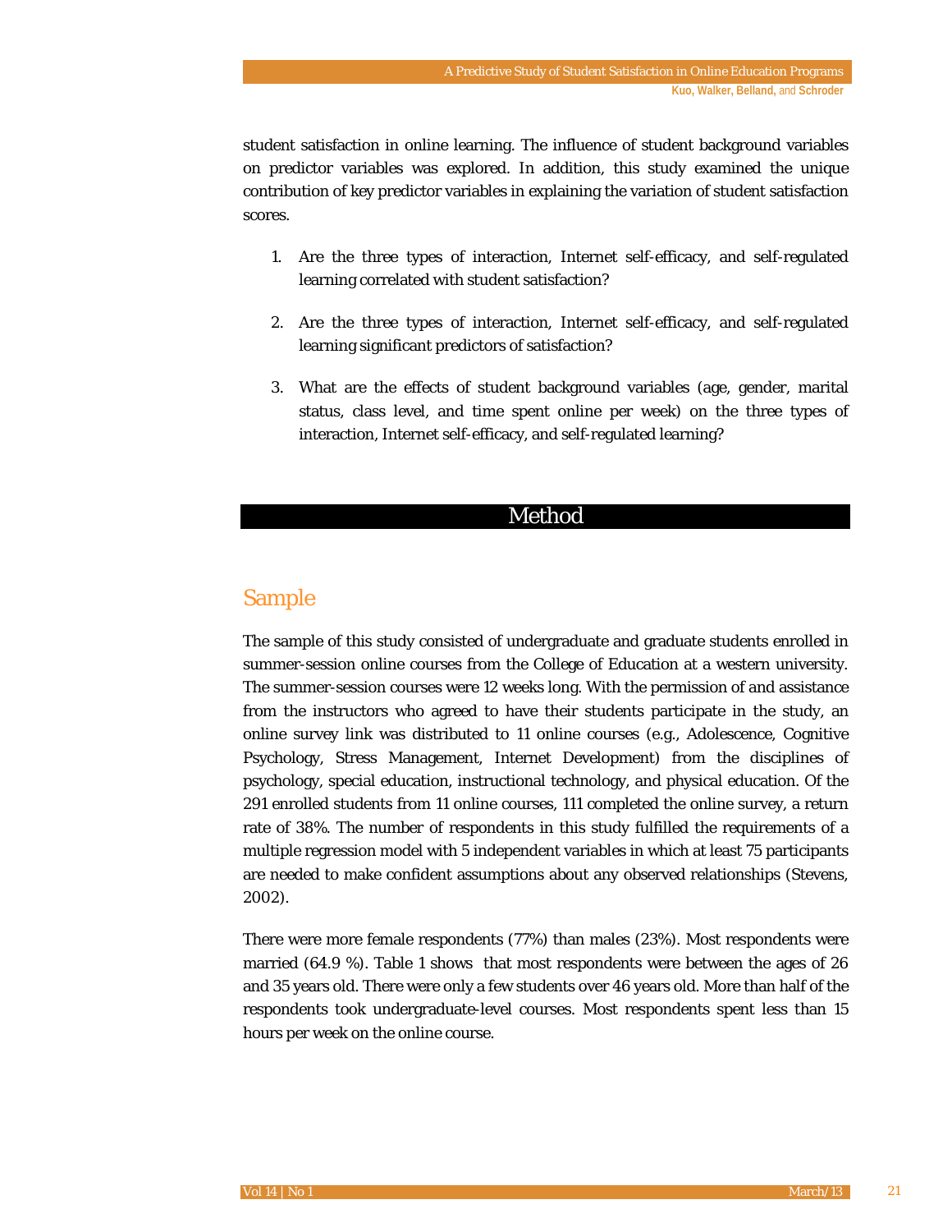student satisfaction in online learning. The influence of student background variables on predictor variables was explored. In addition, this study examined the unique contribution of key predictor variables in explaining the variation of student satisfaction scores.

1. Are the three types of interaction, Internet self-efficacy, and self-regulated learning correlated with student satisfaction?
2. Are the three types of interaction, Internet self-efficacy, and self-regulated learning significant predictors of satisfaction?
3. What are the effects of student background variables (age, gender, marital status, class level, and time spent online per week) on the three types of interaction, Internet self-efficacy, and self-regulated learning?

# Method

## Sample

The sample of this study consisted of undergraduate and graduate students enrolled in summer-session online courses from the College of Education at a western university. The summer-session courses were 12 weeks long. With the permission of and assistance from the instructors who agreed to have their students participate in the study, an online survey link was distributed to 11 online courses (e.g., Adolescence, Cognitive Psychology, Stress Management, Internet Development) from the disciplines of psychology, special education, instructional technology, and physical education. Of the 291 enrolled students from 11 online courses, 111 completed the online survey, a return rate of 38%. The number of respondents in this study fulfilled the requirements of a multiple regression model with 5 independent variables in which at least 75 participants are needed to make confident assumptions about any observed relationships (Stevens, 2002).

There were more female respondents (77%) than males (23%). Most respondents were married (64.9 %). Table 1 shows that most respondents were between the ages of 26 and 35 years old. There were only a few students over 46 years old. More than half of the respondents took undergraduate-level courses. Most respondents spent less than 15 hours per week on the online course.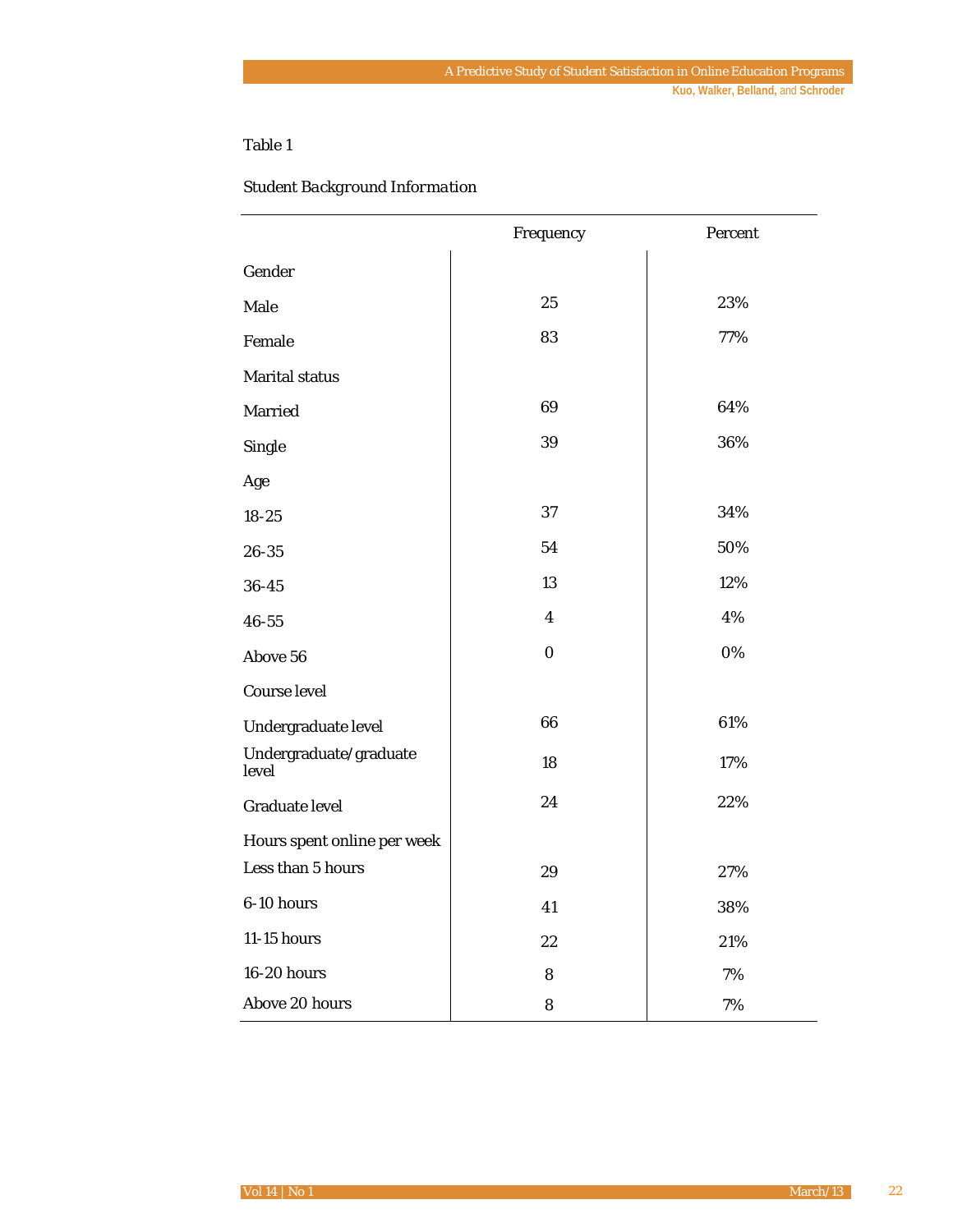Table 1

*Student Background Information*

| | Frequency | Percent |
|---|---|---|
| Gender | | |
| Male | 25 | 23% |
| Female | 83 | 77% |
| Marital status | | |
| Married | 69 | 64% |
| Single | 39 | 36% |
| Age | | |
| 18-25 | 37 | 34% |
| 26-35 | 54 | 50% |
| 36-45 | 13 | 12% |
| 46-55 | 4 | 4% |
| Above 56 | 0 | 0% |
| Course level | | |
| Undergraduate level | 66 | 61% |
| Undergraduate/graduate level | 18 | 17% |
| Graduate level | 24 | 22% |
| Hours spent online per week | | |
| Less than 5 hours | 29 | 27% |
| 6-10 hours | 41 | 38% |
| 11-15 hours | 22 | 21% |
| 16-20 hours | 8 | 7% |
| Above 20 hours | 8 | 7% |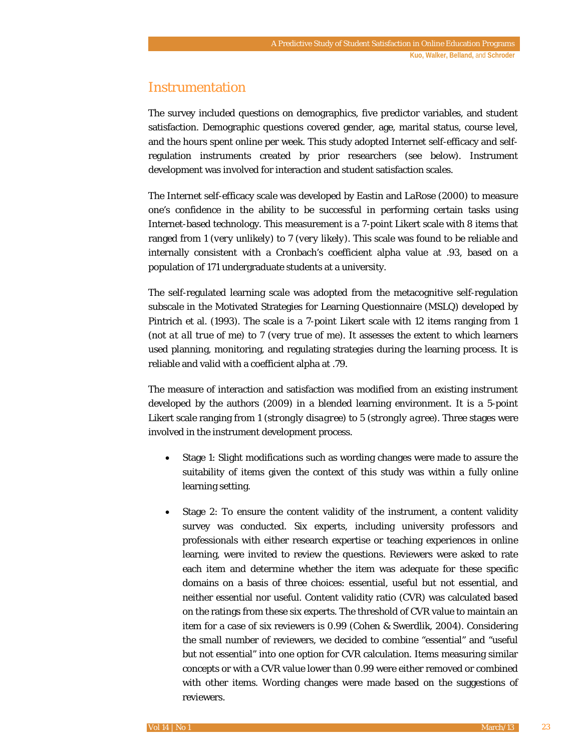## Instrumentation

The survey included questions on demographics, five predictor variables, and student satisfaction. Demographic questions covered gender, age, marital status, course level, and the hours spent online per week. This study adopted Internet self-efficacy and self-regulation instruments created by prior researchers (see below). Instrument development was involved for interaction and student satisfaction scales.

The Internet self-efficacy scale was developed by Eastin and LaRose (2000) to measure one's confidence in the ability to be successful in performing certain tasks using Internet-based technology. This measurement is a 7-point Likert scale with 8 items that ranged from 1 (*very unlikely*) to 7 (*very likely*). This scale was found to be reliable and internally consistent with a Cronbach's coefficient alpha value at .93, based on a population of 171 undergraduate students at a university.

The self-regulated learning scale was adopted from the metacognitive self-regulation subscale in the Motivated Strategies for Learning Questionnaire (MSLQ) developed by Pintrich et al. (1993). The scale is a 7-point Likert scale with 12 items ranging from 1 (*not at all true of me*) to 7 (*very true of me*). It assesses the extent to which learners used planning, monitoring, and regulating strategies during the learning process. It is reliable and valid with a coefficient alpha at .79.

The measure of interaction and satisfaction was modified from an existing instrument developed by the authors (2009) in a blended learning environment. It is a 5-point Likert scale ranging from 1 (*strongly disagree*) to 5 (*strongly agree*). Three stages were involved in the instrument development process.

- Stage 1: Slight modifications such as wording changes were made to assure the suitability of items given the context of this study was within a fully online learning setting.
- Stage 2: To ensure the content validity of the instrument, a content validity survey was conducted. Six experts, including university professors and professionals with either research expertise or teaching experiences in online learning, were invited to review the questions. Reviewers were asked to rate each item and determine whether the item was adequate for these specific domains on a basis of three choices: essential, useful but not essential, and neither essential nor useful. Content validity ratio (CVR) was calculated based on the ratings from these six experts. The threshold of CVR value to maintain an item for a case of six reviewers is 0.99 (Cohen & Swerdlik, 2004). Considering the small number of reviewers, we decided to combine "essential" and "useful but not essential" into one option for CVR calculation. Items measuring similar concepts or with a CVR value lower than 0.99 were either removed or combined with other items. Wording changes were made based on the suggestions of reviewers.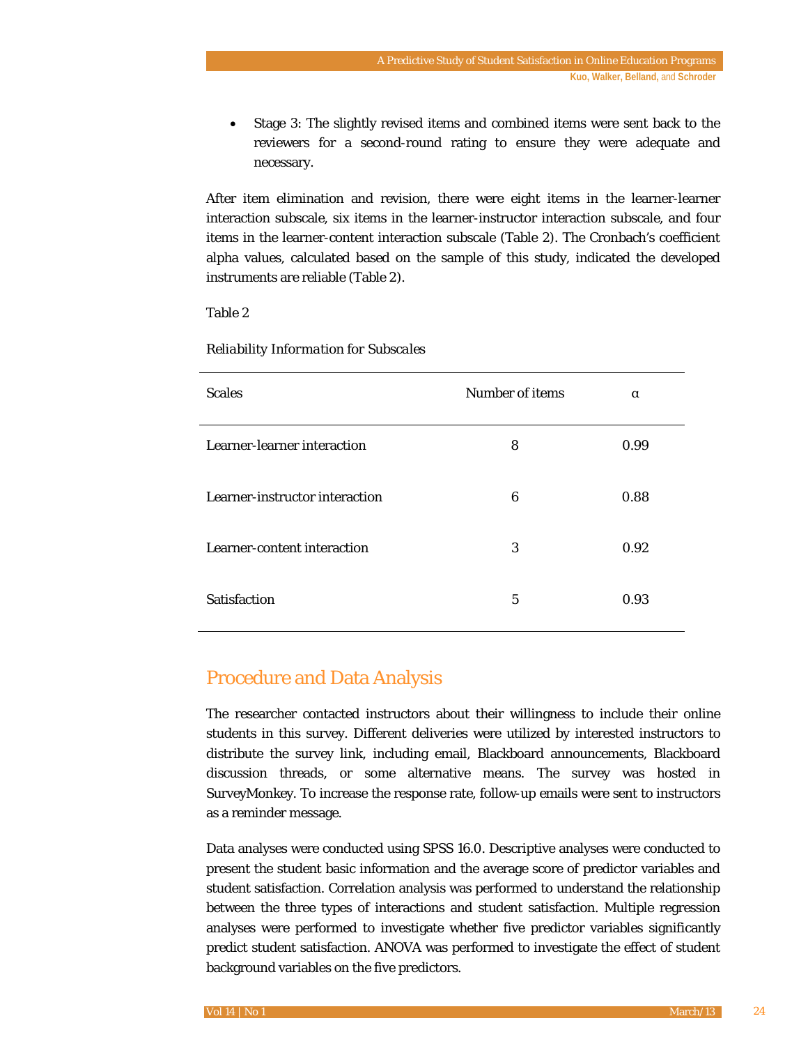- Stage 3: The slightly revised items and combined items were sent back to the reviewers for a second-round rating to ensure they were adequate and necessary.

After item elimination and revision, there were eight items in the learner-learner interaction subscale, six items in the learner-instructor interaction subscale, and four items in the learner-content interaction subscale (Table 2). The Cronbach's coefficient alpha values, calculated based on the sample of this study, indicated the developed instruments are reliable (Table 2).

Table 2

*Reliability Information for Subscales*

| Scales | Number of items | α |
|---|---|---|
| Learner-learner interaction | 8 | 0.99 |
| Learner-instructor interaction | 6 | 0.88 |
| Learner-content interaction | 3 | 0.92 |
| Satisfaction | 5 | 0.93 |

## Procedure and Data Analysis

The researcher contacted instructors about their willingness to include their online students in this survey. Different deliveries were utilized by interested instructors to distribute the survey link, including email, Blackboard announcements, Blackboard discussion threads, or some alternative means. The survey was hosted in SurveyMonkey. To increase the response rate, follow-up emails were sent to instructors as a reminder message.

Data analyses were conducted using SPSS 16.0. Descriptive analyses were conducted to present the student basic information and the average score of predictor variables and student satisfaction. Correlation analysis was performed to understand the relationship between the three types of interactions and student satisfaction. Multiple regression analyses were performed to investigate whether five predictor variables significantly predict student satisfaction. ANOVA was performed to investigate the effect of student background variables on the five predictors.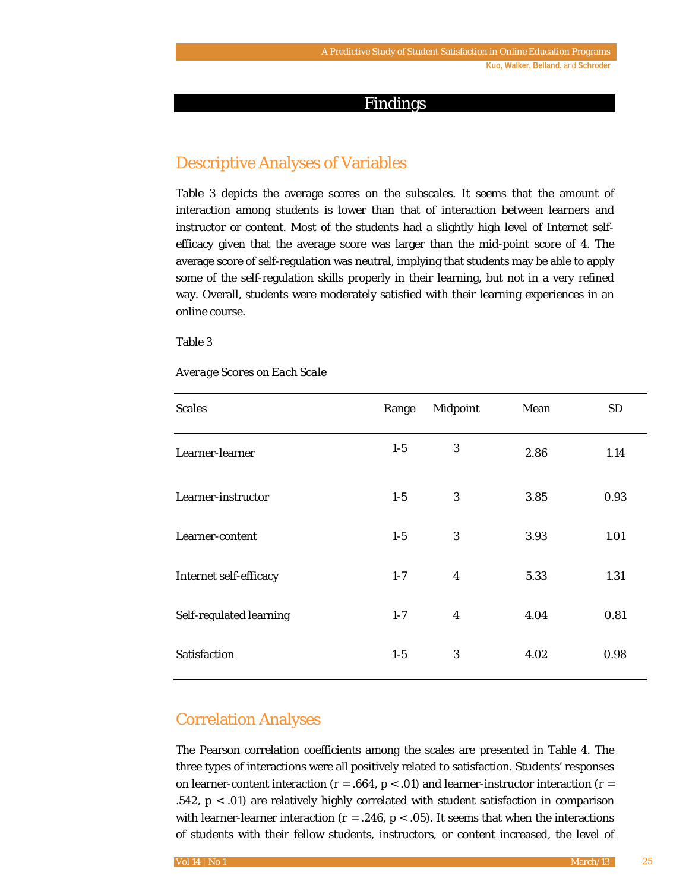## Findings

### Descriptive Analyses of Variables

Table 3 depicts the average scores on the subscales. It seems that the amount of interaction among students is lower than that of interaction between learners and instructor or content. Most of the students had a slightly high level of Internet self-efficacy given that the average score was larger than the mid-point score of 4. The average score of self-regulation was neutral, implying that students may be able to apply some of the self-regulation skills properly in their learning, but not in a very refined way. Overall, students were moderately satisfied with their learning experiences in an online course.

Table 3

*Average Scores on Each Scale*

| Scales | Range | Midpoint | Mean | SD |
|---|---|---|---|---|
| Learner-learner | 1-5 | 3 | 2.86 | 1.14 |
| Learner-instructor | 1-5 | 3 | 3.85 | 0.93 |
| Learner-content | 1-5 | 3 | 3.93 | 1.01 |
| Internet self-efficacy | 1-7 | 4 | 5.33 | 1.31 |
| Self-regulated learning | 1-7 | 4 | 4.04 | 0.81 |
| Satisfaction | 1-5 | 3 | 4.02 | 0.98 |

### Correlation Analyses

The Pearson correlation coefficients among the scales are presented in Table 4. The three types of interactions were all positively related to satisfaction. Students' responses on learner-content interaction ($r = .664$, $p < .01$) and learner-instructor interaction ($r = .542$, $p < .01$) are relatively highly correlated with student satisfaction in comparison with learner-learner interaction ($r = .246$, $p < .05$). It seems that when the interactions of students with their fellow students, instructors, or content increased, the level of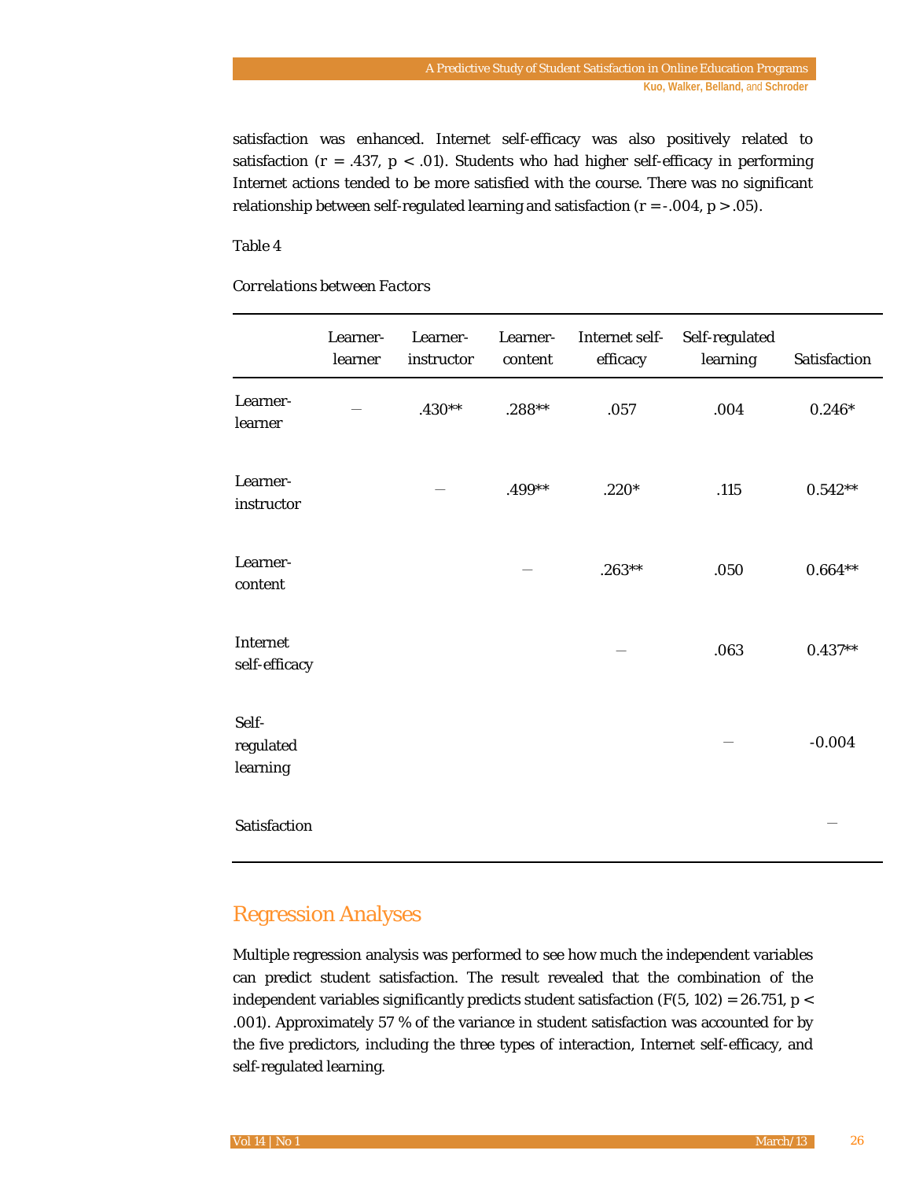satisfaction was enhanced. Internet self-efficacy was also positively related to satisfaction ($r = .437$, $p < .01$). Students who had higher self-efficacy in performing Internet actions tended to be more satisfied with the course. There was no significant relationship between self-regulated learning and satisfaction ($r = -.004$, $p > .05$).

Table 4

*Correlations between Factors*

| | Learner-learner | Learner-instructor | Learner-content | Internet self-efficacy | Self-regulated learning | Satisfaction |
|---|---|---|---|---|---|---|
| Learner-learner | — | .430** | .288** | .057 | .004 | 0.246* |
| Learner-instructor | | — | .499** | .220* | .115 | 0.542** |
| Learner-content | | | — | .263** | .050 | 0.664** |
| Internet self-efficacy | | | | — | .063 | 0.437** |
| Self-regulated learning | | | | | — | -0.004 |
| Satisfaction | | | | | | — |

## Regression Analyses

Multiple regression analysis was performed to see how much the independent variables can predict student satisfaction. The result revealed that the combination of the independent variables significantly predicts student satisfaction ($F(5, 102) = 26.751$, $p < .001$). Approximately 57 % of the variance in student satisfaction was accounted for by the five predictors, including the three types of interaction, Internet self-efficacy, and self-regulated learning.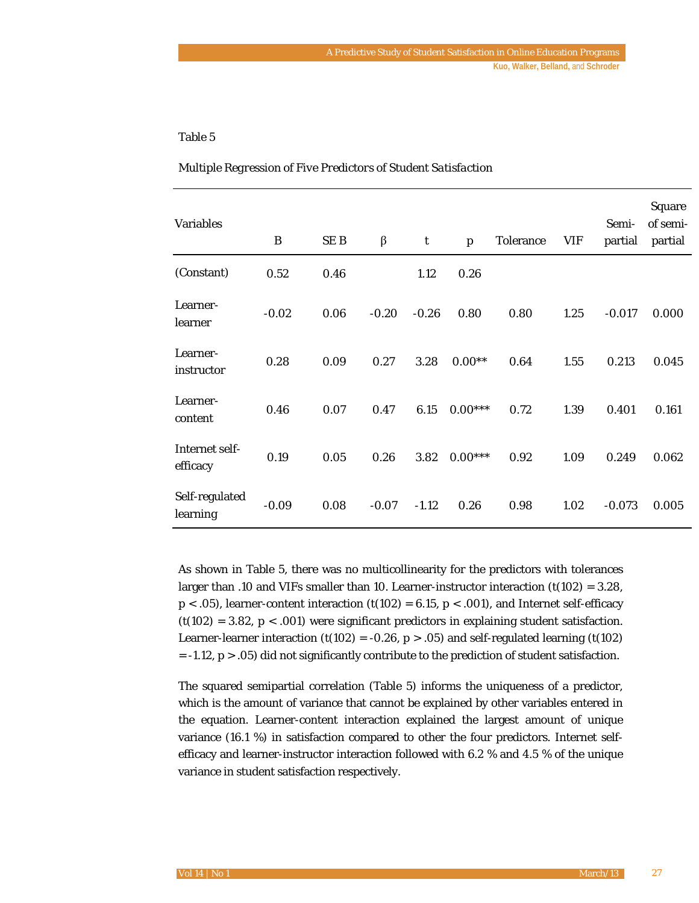Table 5

*Multiple Regression of Five Predictors of Student Satisfaction*

| Variables | B | SE B | β | t | p | Tolerance | VIF | Semi-partial | Square of semi-partial |
|---|---|---|---|---|---|---|---|---|---|
| (Constant) | 0.52 | 0.46 | | 1.12 | 0.26 | | | | |
| Learner-learner | -0.02 | 0.06 | -0.20 | -0.26 | 0.80 | 0.80 | 1.25 | -0.017 | 0.000 |
| Learner-instructor | 0.28 | 0.09 | 0.27 | 3.28 | 0.00** | 0.64 | 1.55 | 0.213 | 0.045 |
| Learner-content | 0.46 | 0.07 | 0.47 | 6.15 | 0.00*** | 0.72 | 1.39 | 0.401 | 0.161 |
| Internet self-efficacy | 0.19 | 0.05 | 0.26 | 3.82 | 0.00*** | 0.92 | 1.09 | 0.249 | 0.062 |
| Self-regulated learning | -0.09 | 0.08 | -0.07 | -1.12 | 0.26 | 0.98 | 1.02 | -0.073 | 0.005 |

As shown in Table 5, there was no multicollinearity for the predictors with tolerances larger than .10 and VIFs smaller than 10. Learner-instructor interaction ($t(102) = 3.28$, $p < .05$), learner-content interaction ($t(102) = 6.15$, $p < .001$), and Internet self-efficacy ($t(102) = 3.82$, $p < .001$) were significant predictors in explaining student satisfaction. Learner-learner interaction ($t(102) = -0.26$, $p > .05$) and self-regulated learning ($t(102) = -1.12$, $p > .05$) did not significantly contribute to the prediction of student satisfaction.

The squared semipartial correlation (Table 5) informs the uniqueness of a predictor, which is the amount of variance that cannot be explained by other variables entered in the equation. Learner-content interaction explained the largest amount of unique variance (16.1 %) in satisfaction compared to other the four predictors. Internet self-efficacy and learner-instructor interaction followed with 6.2 % and 4.5 % of the unique variance in student satisfaction respectively.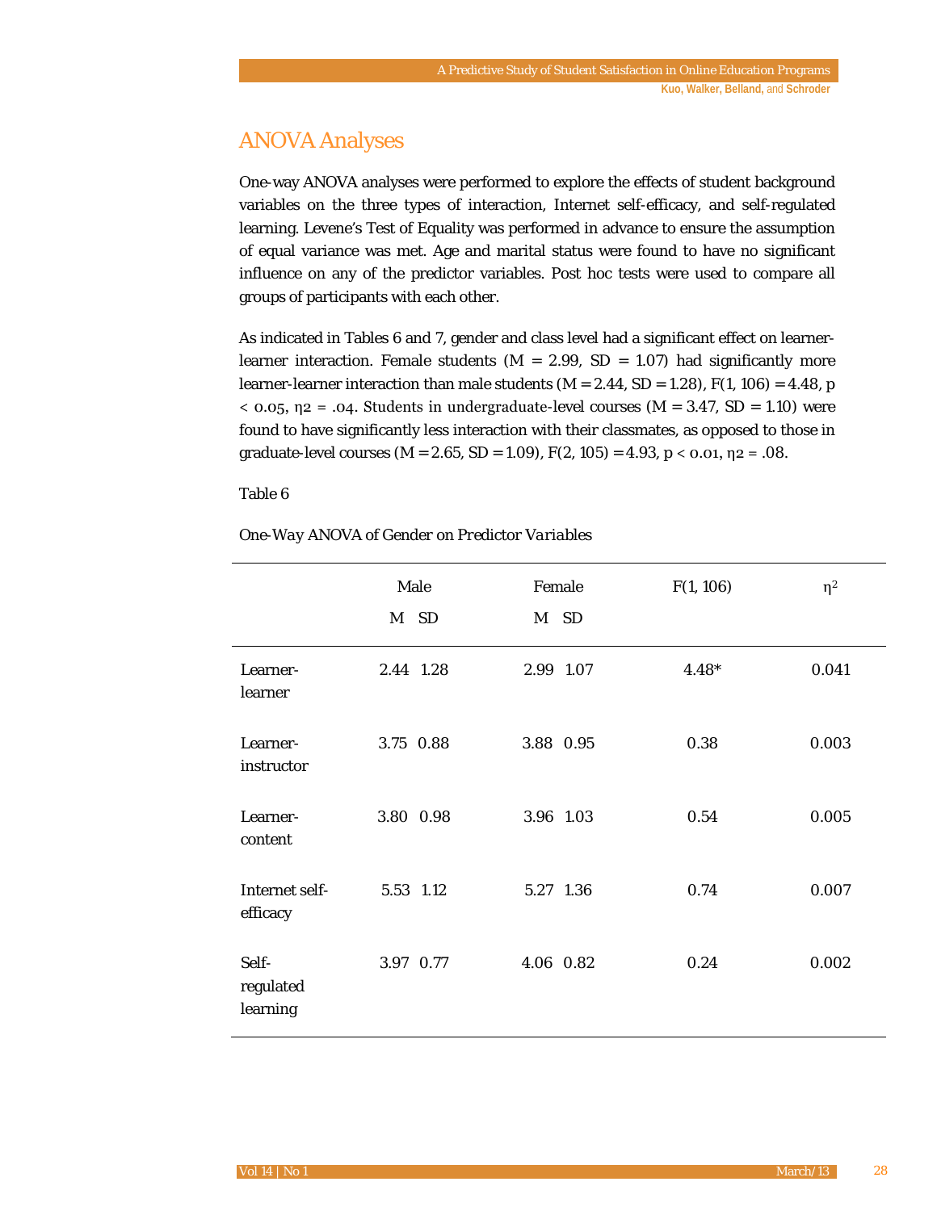## ANOVA Analyses

One-way ANOVA analyses were performed to explore the effects of student background variables on the three types of interaction, Internet self-efficacy, and self-regulated learning. Levene's Test of Equality was performed in advance to ensure the assumption of equal variance was met. Age and marital status were found to have no significant influence on any of the predictor variables. Post hoc tests were used to compare all groups of participants with each other.

As indicated in Tables 6 and 7, gender and class level had a significant effect on learner-learner interaction. Female students ($M = 2.99$, $SD = 1.07$) had significantly more learner-learner interaction than male students ($M = 2.44$, $SD = 1.28$), $F(1, 106) = 4.48$, $p < 0.05$, $\eta2 = .04$. Students in undergraduate-level courses ($M = 3.47$, $SD = 1.10$) were found to have significantly less interaction with their classmates, as opposed to those in graduate-level courses ($M = 2.65$, $SD = 1.09$), $F(2, 105) = 4.93$, $p < 0.01$, $\eta2 = .08$.

Table 6

*One-Way ANOVA of Gender on Predictor Variables*

| | Male | | Female | | $F(1, 106)$ | $\eta^2$ |
|---|---|---|---|---|---|---|
| | M | SD | M | SD | | |
| Learner-learner | 2.44 | 1.28 | 2.99 | 1.07 | 4.48* | 0.041 |
| Learner-instructor | 3.75 | 0.88 | 3.88 | 0.95 | 0.38 | 0.003 |
| Learner-content | 3.80 | 0.98 | 3.96 | 1.03 | 0.54 | 0.005 |
| Internet self-efficacy | 5.53 | 1.12 | 5.27 | 1.36 | 0.74 | 0.007 |
| Self-regulated learning | 3.97 | 0.77 | 4.06 | 0.82 | 0.24 | 0.002 |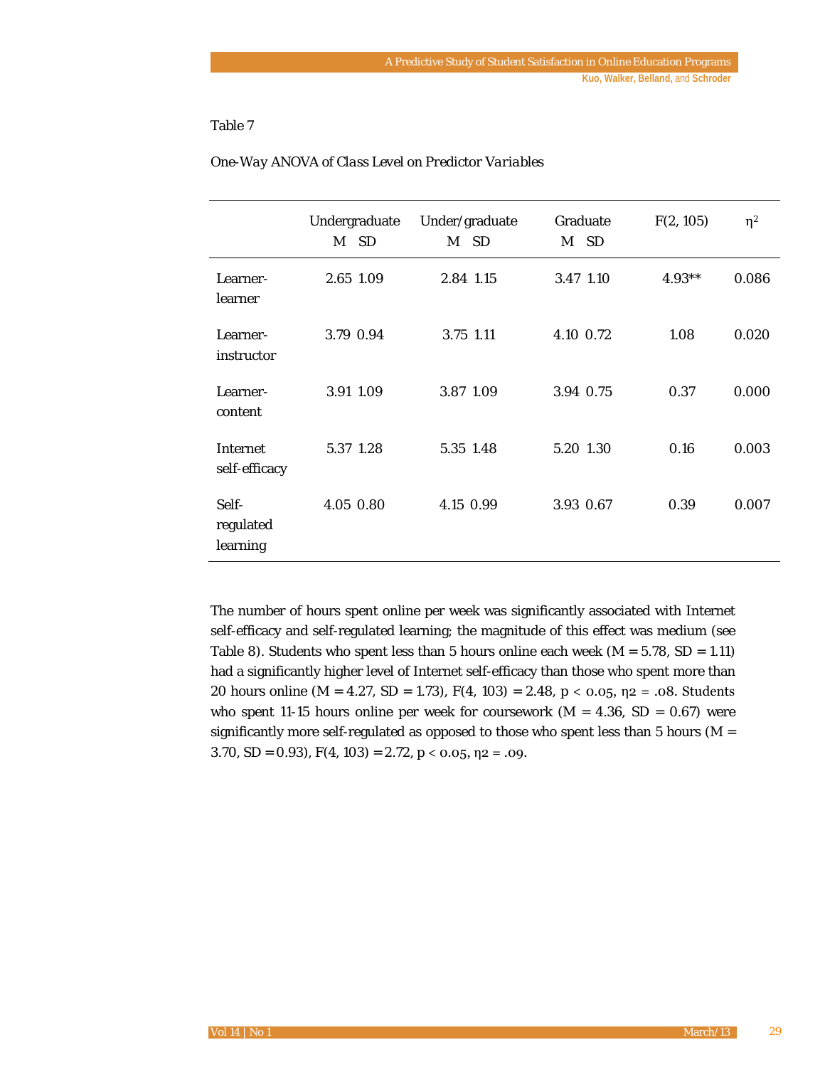Table 7

*One-Way ANOVA of Class Level on Predictor Variables*

| | Undergraduate M SD | Under/graduate M SD | Graduate M SD | F(2, 105) | $\eta^2$ |
|---|---|---|---|---|---|
| Learner-learner | 2.65 1.09 | 2.84 1.15 | 3.47 1.10 | 4.93** | 0.086 |
| Learner-instructor | 3.79 0.94 | 3.75 1.11 | 4.10 0.72 | 1.08 | 0.020 |
| Learner-content | 3.91 1.09 | 3.87 1.09 | 3.94 0.75 | 0.37 | 0.000 |
| Internet self-efficacy | 5.37 1.28 | 5.35 1.48 | 5.20 1.30 | 0.16 | 0.003 |
| Self-regulated learning | 4.05 0.80 | 4.15 0.99 | 3.93 0.67 | 0.39 | 0.007 |

The number of hours spent online per week was significantly associated with Internet self-efficacy and self-regulated learning; the magnitude of this effect was medium (see Table 8). Students who spent less than 5 hours online each week (M = 5.78, SD = 1.11) had a significantly higher level of Internet self-efficacy than those who spent more than 20 hours online (M = 4.27, SD = 1.73), $F(4, 103) = 2.48$, $p < 0.05$, $\eta^2 = .08$. Students who spent 11-15 hours online per week for coursework (M = 4.36, SD = 0.67) were significantly more self-regulated as opposed to those who spent less than 5 hours (M = 3.70, SD = 0.93), $F(4, 103) = 2.72$, $p < 0.05$, $\eta^2 = .09$.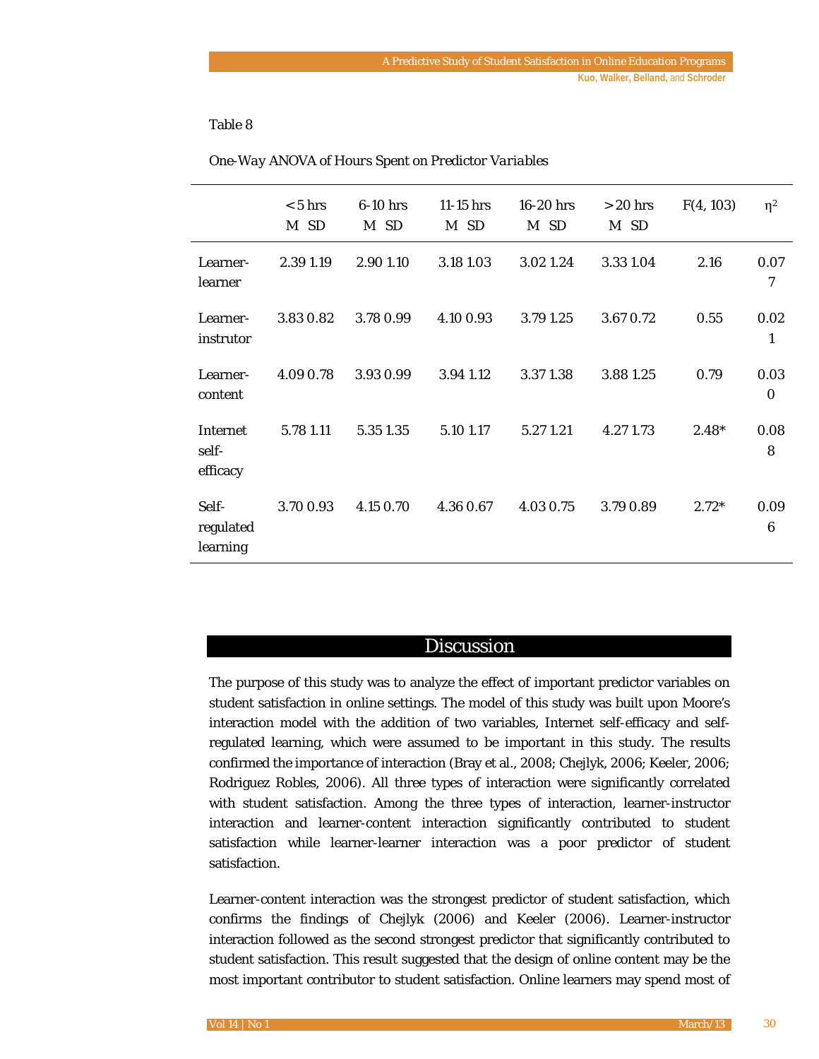Table 8

*One-Way ANOVA of Hours Spent on Predictor Variables*

| | < 5 hrs M SD | 6-10 hrs M SD | 11-15 hrs M SD | 16-20 hrs M SD | > 20 hrs M SD | F(4, 103) | $\eta^2$ |
|---|---|---|---|---|---|---|---|
| Learner-learner | 2.39 1.19 | 2.90 1.10 | 3.18 1.03 | 3.02 1.24 | 3.33 1.04 | 2.16 | 0.077 |
| Learner-instrutor | 3.83 0.82 | 3.78 0.99 | 4.10 0.93 | 3.79 1.25 | 3.67 0.72 | 0.55 | 0.021 |
| Learner-content | 4.09 0.78 | 3.93 0.99 | 3.94 1.12 | 3.37 1.38 | 3.88 1.25 | 0.79 | 0.030 |
| Internet self-efficacy | 5.78 1.11 | 5.35 1.35 | 5.10 1.17 | 5.27 1.21 | 4.27 1.73 | 2.48* | 0.088 |
| Self-regulated learning | 3.70 0.93 | 4.15 0.70 | 4.36 0.67 | 4.03 0.75 | 3.79 0.89 | 2.72* | 0.096 |

## Discussion

The purpose of this study was to analyze the effect of important predictor variables on student satisfaction in online settings. The model of this study was built upon Moore's interaction model with the addition of two variables, Internet self-efficacy and self-regulated learning, which were assumed to be important in this study. The results confirmed the importance of interaction (Bray et al., 2008; Chejlyk, 2006; Keeler, 2006; Rodriguez Robles, 2006). All three types of interaction were significantly correlated with student satisfaction. Among the three types of interaction, learner-instructor interaction and learner-content interaction significantly contributed to student satisfaction while learner-learner interaction was a poor predictor of student satisfaction.

Learner-content interaction was the strongest predictor of student satisfaction, which confirms the findings of Chejlyk (2006) and Keeler (2006). Learner-instructor interaction followed as the second strongest predictor that significantly contributed to student satisfaction. This result suggested that the design of online content may be the most important contributor to student satisfaction. Online learners may spend most of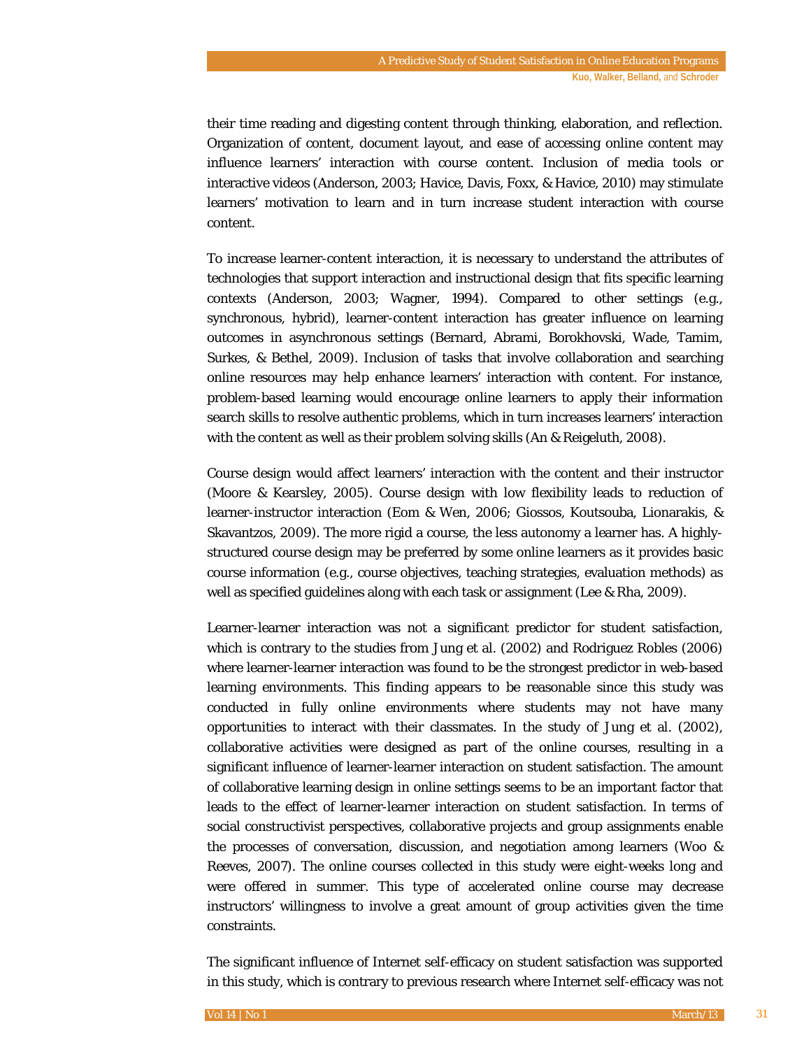their time reading and digesting content through thinking, elaboration, and reflection. Organization of content, document layout, and ease of accessing online content may influence learners' interaction with course content. Inclusion of media tools or interactive videos (Anderson, 2003; Havice, Davis, Foxx, & Havice, 2010) may stimulate learners' motivation to learn and in turn increase student interaction with course content.

To increase learner-content interaction, it is necessary to understand the attributes of technologies that support interaction and instructional design that fits specific learning contexts (Anderson, 2003; Wagner, 1994). Compared to other settings (e.g., synchronous, hybrid), learner-content interaction has greater influence on learning outcomes in asynchronous settings (Bernard, Abrami, Borokhovski, Wade, Tamim, Surkes, & Bethel, 2009). Inclusion of tasks that involve collaboration and searching online resources may help enhance learners' interaction with content. For instance, problem-based learning would encourage online learners to apply their information search skills to resolve authentic problems, which in turn increases learners' interaction with the content as well as their problem solving skills (An & Reigeluth, 2008).

Course design would affect learners' interaction with the content and their instructor (Moore & Kearsley, 2005). Course design with low flexibility leads to reduction of learner-instructor interaction (Eom & Wen, 2006; Giossos, Koutsouba, Lionarakis, & Skavantzos, 2009). The more rigid a course, the less autonomy a learner has. A highly-structured course design may be preferred by some online learners as it provides basic course information (e.g., course objectives, teaching strategies, evaluation methods) as well as specified guidelines along with each task or assignment (Lee & Rha, 2009).

Learner-learner interaction was not a significant predictor for student satisfaction, which is contrary to the studies from Jung et al. (2002) and Rodriguez Robles (2006) where learner-learner interaction was found to be the strongest predictor in web-based learning environments. This finding appears to be reasonable since this study was conducted in fully online environments where students may not have many opportunities to interact with their classmates. In the study of Jung et al. (2002), collaborative activities were designed as part of the online courses, resulting in a significant influence of learner-learner interaction on student satisfaction. The amount of collaborative learning design in online settings seems to be an important factor that leads to the effect of learner-learner interaction on student satisfaction. In terms of social constructivist perspectives, collaborative projects and group assignments enable the processes of conversation, discussion, and negotiation among learners (Woo & Reeves, 2007). The online courses collected in this study were eight-weeks long and were offered in summer. This type of accelerated online course may decrease instructors' willingness to involve a great amount of group activities given the time constraints.

The significant influence of Internet self-efficacy on student satisfaction was supported in this study, which is contrary to previous research where Internet self-efficacy was not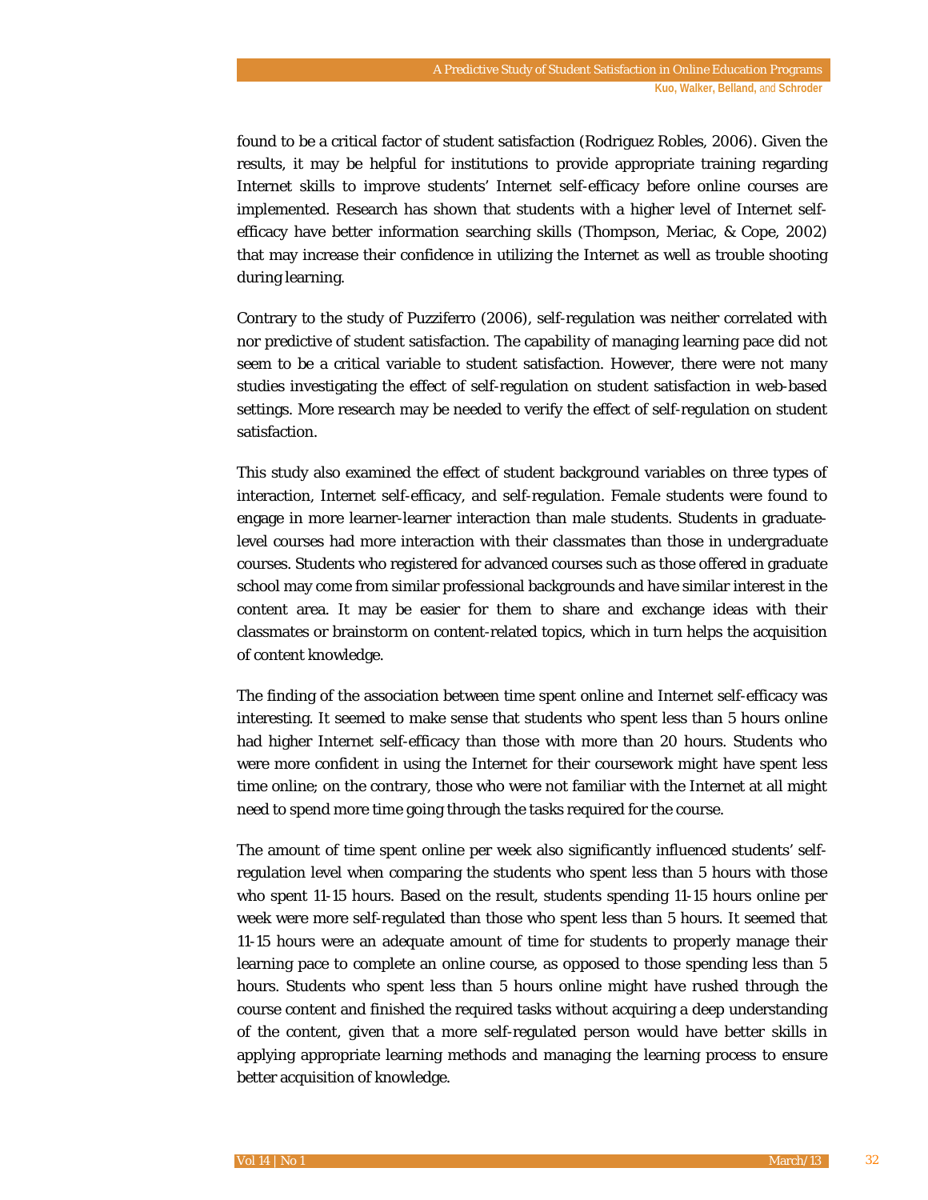found to be a critical factor of student satisfaction (Rodriguez Robles, 2006). Given the results, it may be helpful for institutions to provide appropriate training regarding Internet skills to improve students' Internet self-efficacy before online courses are implemented. Research has shown that students with a higher level of Internet self-efficacy have better information searching skills (Thompson, Meriac, & Cope, 2002) that may increase their confidence in utilizing the Internet as well as trouble shooting during learning.

Contrary to the study of Puzziferro (2006), self-regulation was neither correlated with nor predictive of student satisfaction. The capability of managing learning pace did not seem to be a critical variable to student satisfaction. However, there were not many studies investigating the effect of self-regulation on student satisfaction in web-based settings. More research may be needed to verify the effect of self-regulation on student satisfaction.

This study also examined the effect of student background variables on three types of interaction, Internet self-efficacy, and self-regulation. Female students were found to engage in more learner-learner interaction than male students. Students in graduate-level courses had more interaction with their classmates than those in undergraduate courses. Students who registered for advanced courses such as those offered in graduate school may come from similar professional backgrounds and have similar interest in the content area. It may be easier for them to share and exchange ideas with their classmates or brainstorm on content-related topics, which in turn helps the acquisition of content knowledge.

The finding of the association between time spent online and Internet self-efficacy was interesting. It seemed to make sense that students who spent less than 5 hours online had higher Internet self-efficacy than those with more than 20 hours. Students who were more confident in using the Internet for their coursework might have spent less time online; on the contrary, those who were not familiar with the Internet at all might need to spend more time going through the tasks required for the course.

The amount of time spent online per week also significantly influenced students' self-regulation level when comparing the students who spent less than 5 hours with those who spent 11-15 hours. Based on the result, students spending 11-15 hours online per week were more self-regulated than those who spent less than 5 hours. It seemed that 11-15 hours were an adequate amount of time for students to properly manage their learning pace to complete an online course, as opposed to those spending less than 5 hours. Students who spent less than 5 hours online might have rushed through the course content and finished the required tasks without acquiring a deep understanding of the content, given that a more self-regulated person would have better skills in applying appropriate learning methods and managing the learning process to ensure better acquisition of knowledge.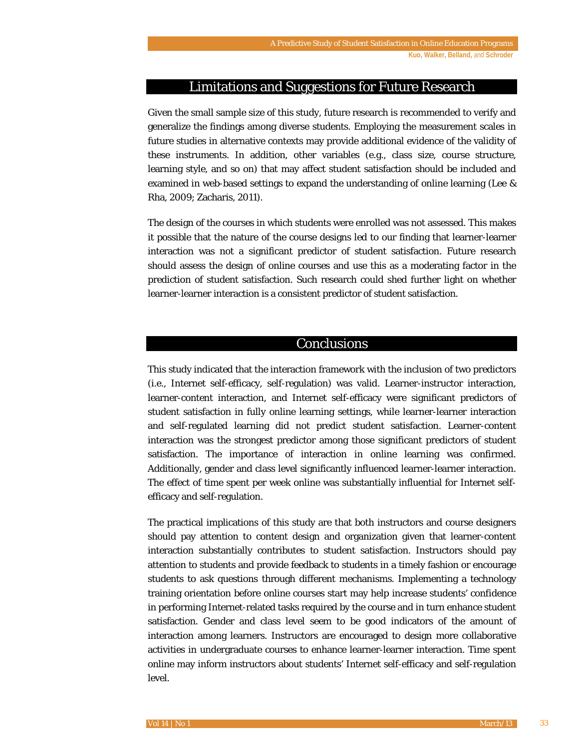## Limitations and Suggestions for Future Research

Given the small sample size of this study, future research is recommended to verify and generalize the findings among diverse students. Employing the measurement scales in future studies in alternative contexts may provide additional evidence of the validity of these instruments. In addition, other variables (e.g., class size, course structure, learning style, and so on) that may affect student satisfaction should be included and examined in web-based settings to expand the understanding of online learning (Lee & Rha, 2009; Zacharis, 2011).

The design of the courses in which students were enrolled was not assessed. This makes it possible that the nature of the course designs led to our finding that learner-learner interaction was not a significant predictor of student satisfaction. Future research should assess the design of online courses and use this as a moderating factor in the prediction of student satisfaction. Such research could shed further light on whether learner-learner interaction is a consistent predictor of student satisfaction.

## Conclusions

This study indicated that the interaction framework with the inclusion of two predictors (i.e., Internet self-efficacy, self-regulation) was valid. Learner-instructor interaction, learner-content interaction, and Internet self-efficacy were significant predictors of student satisfaction in fully online learning settings, while learner-learner interaction and self-regulated learning did not predict student satisfaction. Learner-content interaction was the strongest predictor among those significant predictors of student satisfaction. The importance of interaction in online learning was confirmed. Additionally, gender and class level significantly influenced learner-learner interaction. The effect of time spent per week online was substantially influential for Internet self-efficacy and self-regulation.

The practical implications of this study are that both instructors and course designers should pay attention to content design and organization given that learner-content interaction substantially contributes to student satisfaction. Instructors should pay attention to students and provide feedback to students in a timely fashion or encourage students to ask questions through different mechanisms. Implementing a technology training orientation before online courses start may help increase students' confidence in performing Internet-related tasks required by the course and in turn enhance student satisfaction. Gender and class level seem to be good indicators of the amount of interaction among learners. Instructors are encouraged to design more collaborative activities in undergraduate courses to enhance learner-learner interaction. Time spent online may inform instructors about students' Internet self-efficacy and self-regulation level.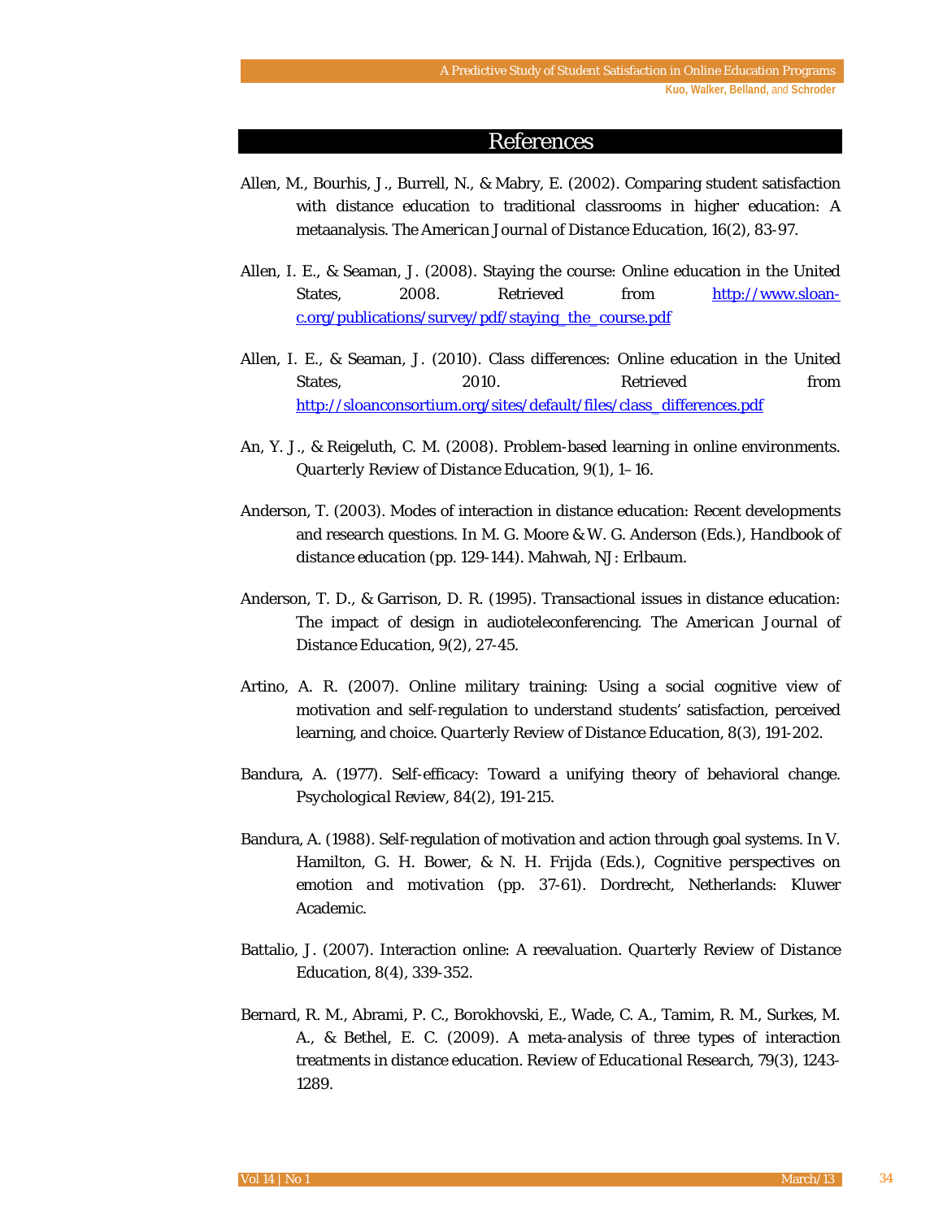## References

Allen, M., Bourhis, J., Burrell, N., & Mabry, E. (2002). Comparing student satisfaction with distance education to traditional classrooms in higher education: A metaanalysis. *The American Journal of Distance Education, 16*(2), 83-97.

Allen, I. E., & Seaman, J. (2008). Staying the course: Online education in the United States, 2008. Retrieved from http://www.sloan-c.org/publications/survey/pdf/staying_the_course.pdf

Allen, I. E., & Seaman, J. (2010). Class differences: Online education in the United States, 2010. Retrieved from http://sloanconsortium.org/sites/default/files/class_differences.pdf

An, Y. J., & Reigeluth, C. M. (2008). Problem-based learning in online environments. *Quarterly Review of Distance Education, 9*(1), 1–16.

Anderson, T. (2003). Modes of interaction in distance education: Recent developments and research questions. In M. G. Moore & W. G. Anderson (Eds.), *Handbook of distance education* (pp. 129-144). Mahwah, NJ: Erlbaum.

Anderson, T. D., & Garrison, D. R. (1995). Transactional issues in distance education: The impact of design in audioteleconferencing. *The American Journal of Distance Education, 9*(2), 27-45.

Artino, A. R. (2007). Online military training: Using a social cognitive view of motivation and self-regulation to understand students' satisfaction, perceived learning, and choice. *Quarterly Review of Distance Education, 8*(3), 191-202.

Bandura, A. (1977). Self-efficacy: Toward a unifying theory of behavioral change. *Psychological Review, 84*(2), 191-215.

Bandura, A. (1988). Self-regulation of motivation and action through goal systems. In V. Hamilton, G. H. Bower, & N. H. Frijda (Eds.), *Cognitive perspectives on emotion and motivation* (pp. 37-61). Dordrecht, Netherlands: Kluwer Academic.

Battalio, J. (2007). Interaction online: A reevaluation. *Quarterly Review of Distance Education, 8*(4), 339-352.

Bernard, R. M., Abrami, P. C., Borokhovski, E., Wade, C. A., Tamim, R. M., Surkes, M. A., & Bethel, E. C. (2009). A meta-analysis of three types of interaction treatments in distance education. *Review of Educational Research, 79*(3), 1243-1289.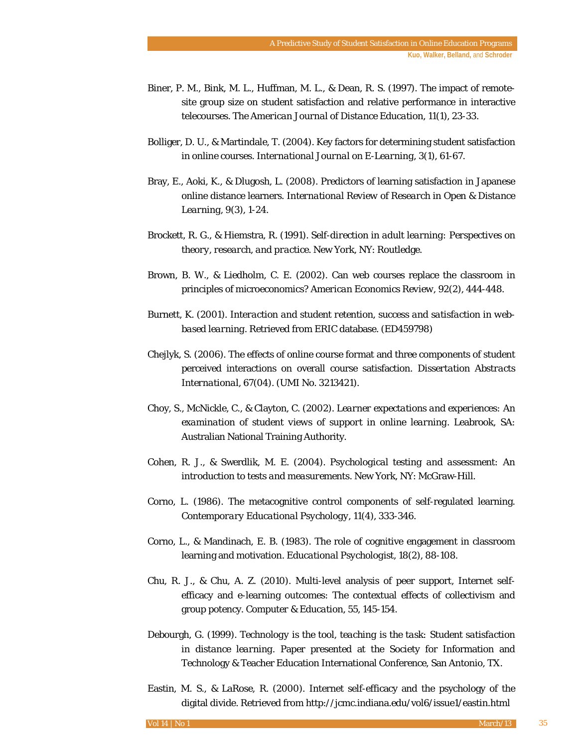Biner, P. M., Bink, M. L., Huffman, M. L., & Dean, R. S. (1997). The impact of remote-site group size on student satisfaction and relative performance in interactive telecourses. *The American Journal of Distance Education, 11*(1), 23-33.

Bolliger, D. U., & Martindale, T. (2004). Key factors for determining student satisfaction in online courses. *International Journal on E-Learning, 3*(1), 61-67.

Bray, E., Aoki, K., & Dlugosh, L. (2008). Predictors of learning satisfaction in Japanese online distance learners. *International Review of Research in Open & Distance Learning, 9*(3), 1-24.

Brockett, R. G., & Hiemstra, R. (1991). *Self-direction in adult learning: Perspectives on theory, research, and practice*. New York, NY: Routledge.

Brown, B. W., & Liedholm, C. E. (2002). Can web courses replace the classroom in principles of microeconomics? *American Economics Review, 92*(2), 444-448.

Burnett, K. (2001). *Interaction and student retention, success and satisfaction in web-based learning*. Retrieved from ERIC database. (ED459798)

Chejlyk, S. (2006). The effects of online course format and three components of student perceived interactions on overall course satisfaction. *Dissertation Abstracts International, 67*(04). (UMI No. 3213421).

Choy, S., McNickle, C., & Clayton, C. (2002). *Learner expectations and experiences: An examination of student views of support in online learning*. Leabrook, SA: Australian National Training Authority.

Cohen, R. J., & Swerdlik, M. E. (2004). *Psychological testing and assessment: An introduction to tests and measurements*. New York, NY: McGraw-Hill.

Corno, L. (1986). The metacognitive control components of self-regulated learning. *Contemporary Educational Psychology, 11*(4), 333-346.

Corno, L., & Mandinach, E. B. (1983). The role of cognitive engagement in classroom learning and motivation. *Educational Psychologist, 18*(2), 88-108.

Chu, R. J., & Chu, A. Z. (2010). Multi-level analysis of peer support, Internet self-efficacy and e-learning outcomes: The contextual effects of collectivism and group potency. *Computer & Education, 55*, 145-154.

Debourgh, G. (1999). *Technology is the tool, teaching is the task: Student satisfaction in distance learning*. Paper presented at the Society for Information and Technology & Teacher Education International Conference, San Antonio, TX.

Eastin, M. S., & LaRose, R. (2000). Internet self-efficacy and the psychology of the digital divide. Retrieved from http://jcmc.indiana.edu/vol6/issue1/eastin.html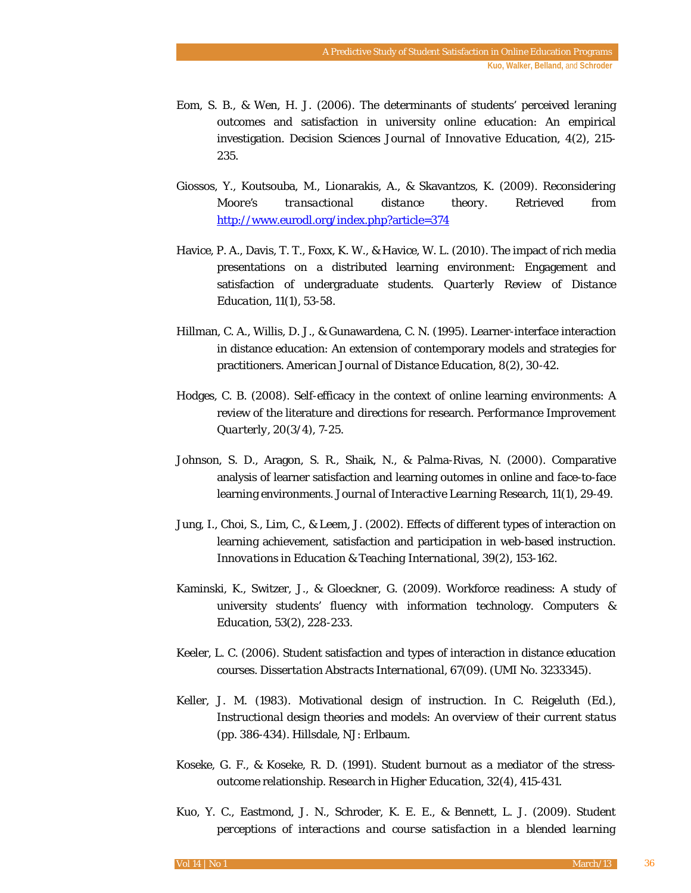Eom, S. B., & Wen, H. J. (2006). The determinants of students' perceived leraning outcomes and satisfaction in university online education: An empirical investigation. *Decision Sciences Journal of Innovative Education, 4*(2), 215-235.

Giossos, Y., Koutsouba, M., Lionarakis, A., & Skavantzos, K. (2009). *Reconsidering Moore's transactional distance theory*. Retrieved from http://www.eurodl.org/index.php?article=374

Havice, P. A., Davis, T. T., Foxx, K. W., & Havice, W. L. (2010). The impact of rich media presentations on a distributed learning environment: Engagement and satisfaction of undergraduate students. *Quarterly Review of Distance Education, 11*(1), 53-58.

Hillman, C. A., Willis, D. J., & Gunawardena, C. N. (1995). Learner-interface interaction in distance education: An extension of contemporary models and strategies for practitioners. *American Journal of Distance Education, 8*(2), 30-42.

Hodges, C. B. (2008). Self-efficacy in the context of online learning environments: A review of the literature and directions for research. *Performance Improvement Quarterly, 20*(3/4), 7-25.

Johnson, S. D., Aragon, S. R., Shaik, N., & Palma-Rivas, N. (2000). Comparative analysis of learner satisfaction and learning outomes in online and face-to-face learning environments. *Journal of Interactive Learning Research, 11*(1), 29-49.

Jung, I., Choi, S., Lim, C., & Leem, J. (2002). Effects of different types of interaction on learning achievement, satisfaction and participation in web-based instruction. *Innovations in Education & Teaching International, 39*(2), 153-162.

Kaminski, K., Switzer, J., & Gloeckner, G. (2009). Workforce readiness: A study of university students' fluency with information technology. *Computers & Education, 53*(2), 228-233.

Keeler, L. C. (2006). Student satisfaction and types of interaction in distance education courses. *Dissertation Abstracts International, 67*(09). (UMI No. 3233345).

Keller, J. M. (1983). Motivational design of instruction. In C. Reigeluth (Ed.), *Instructional design theories and models: An overview of their current status* (pp. 386-434). Hillsdale, NJ: Erlbaum.

Koseke, G. F., & Koseke, R. D. (1991). Student burnout as a mediator of the stress-outcome relationship. *Research in Higher Education, 32*(4), 415-431.

Kuo, Y. C., Eastmond, J. N., Schroder, K. E. E., & Bennett, L. J. (2009). *Student perceptions of interactions and course satisfaction in a blended learning*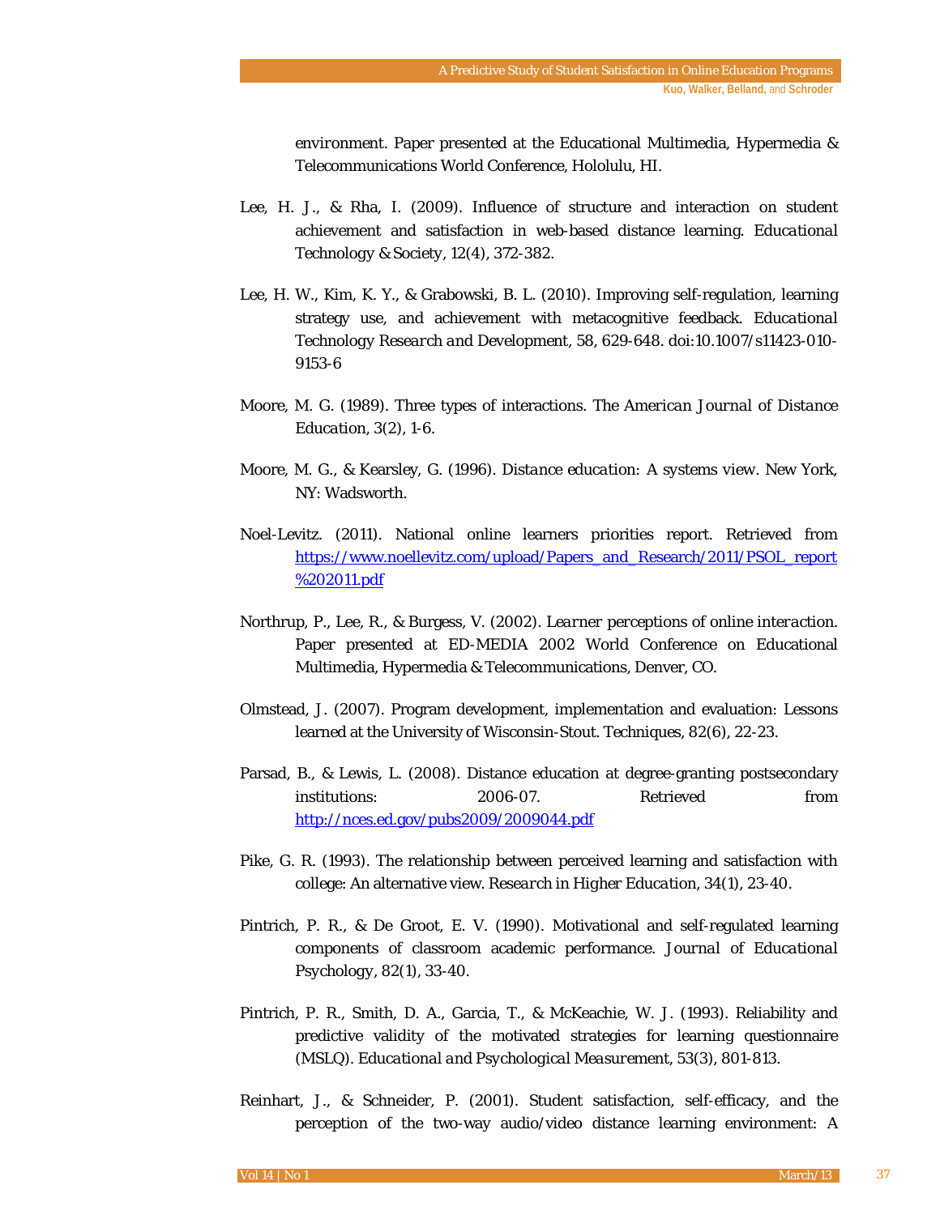environment. Paper presented at the Educational Multimedia, Hypermedia & Telecommunications World Conference, Hololulu, HI.

Lee, H. J., & Rha, I. (2009). Influence of structure and interaction on student achievement and satisfaction in web-based distance learning. *Educational Technology & Society, 12*(4), 372-382.

Lee, H. W., Kim, K. Y., & Grabowski, B. L. (2010). Improving self-regulation, learning strategy use, and achievement with metacognitive feedback. *Educational Technology Research and Development, 58*, 629-648. doi:10.1007/s11423-010-9153-6

Moore, M. G. (1989). Three types of interactions. *The American Journal of Distance Education, 3*(2), 1-6.

Moore, M. G., & Kearsley, G. (1996). *Distance education: A systems view*. New York, NY: Wadsworth.

Noel-Levitz. (2011). National online learners priorities report. Retrieved from https://www.noellevitz.com/upload/Papers_and_Research/2011/PSOL_report%202011.pdf

Northrup, P., Lee, R., & Burgess, V. (2002). *Learner perceptions of online interaction*. Paper presented at ED-MEDIA 2002 World Conference on Educational Multimedia, Hypermedia & Telecommunications, Denver, CO.

Olmstead, J. (2007). Program development, implementation and evaluation: Lessons learned at the University of Wisconsin-Stout. *Techniques, 82*(6), 22-23.

Parsad, B., & Lewis, L. (2008). Distance education at degree-granting postsecondary institutions: 2006-07. Retrieved from http://nces.ed.gov/pubs2009/2009044.pdf

Pike, G. R. (1993). The relationship between perceived learning and satisfaction with college: An alternative view. *Research in Higher Education, 34*(1), 23-40.

Pintrich, P. R., & De Groot, E. V. (1990). Motivational and self-regulated learning components of classroom academic performance. *Journal of Educational Psychology, 82*(1), 33-40.

Pintrich, P. R., Smith, D. A., Garcia, T., & McKeachie, W. J. (1993). Reliability and predictive validity of the motivated strategies for learning questionnaire (MSLQ). *Educational and Psychological Measurement, 53*(3), 801-813.

Reinhart, J., & Schneider, P. (2001). Student satisfaction, self-efficacy, and the perception of the two-way audio/video distance learning environment: A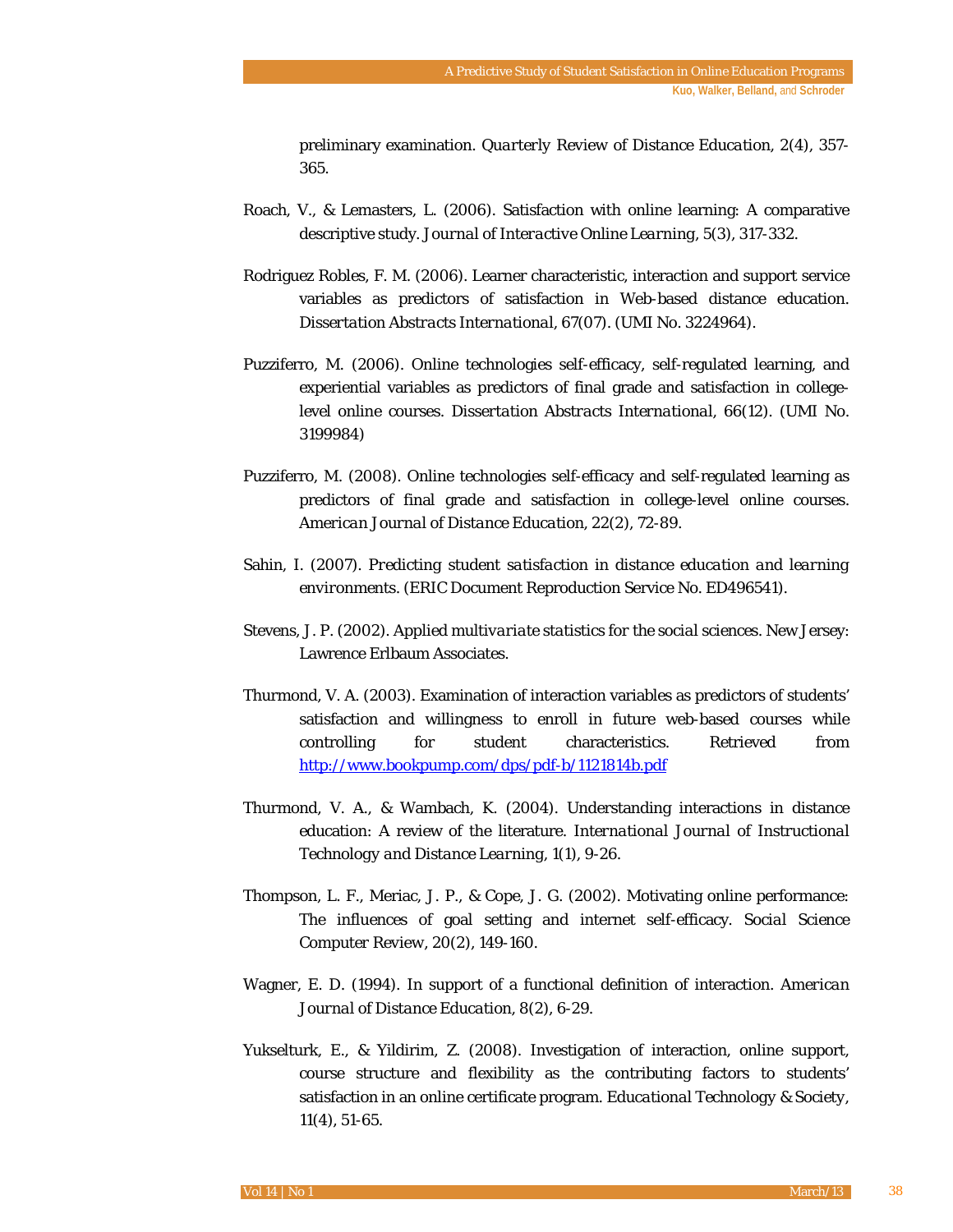preliminary examination. *Quarterly Review of Distance Education, 2*(4), 357-365.

Roach, V., & Lemasters, L. (2006). Satisfaction with online learning: A comparative descriptive study. *Journal of Interactive Online Learning, 5*(3), 317-332.

Rodriguez Robles, F. M. (2006). Learner characteristic, interaction and support service variables as predictors of satisfaction in Web-based distance education. *Dissertation Abstracts International, 67*(07). (UMI No. 3224964).

Puzziferro, M. (2006). Online technologies self-efficacy, self-regulated learning, and experiential variables as predictors of final grade and satisfaction in college-level online courses. *Dissertation Abstracts International, 66*(12). (UMI No. 3199984)

Puzziferro, M. (2008). Online technologies self-efficacy and self-regulated learning as predictors of final grade and satisfaction in college-level online courses. *American Journal of Distance Education, 22*(2), 72-89.

Sahin, I. (2007). *Predicting student satisfaction in distance education and learning environments*. (ERIC Document Reproduction Service No. ED496541).

Stevens, J. P. (2002). *Applied multivariate statistics for the social sciences*. New Jersey: Lawrence Erlbaum Associates.

Thurmond, V. A. (2003). Examination of interaction variables as predictors of students' satisfaction and willingness to enroll in future web-based courses while controlling for student characteristics. Retrieved from http://www.bookpump.com/dps/pdf-b/1121814b.pdf

Thurmond, V. A., & Wambach, K. (2004). Understanding interactions in distance education: A review of the literature. *International Journal of Instructional Technology and Distance Learning, 1*(1), 9-26.

Thompson, L. F., Meriac, J. P., & Cope, J. G. (2002). Motivating online performance: The influences of goal setting and internet self-efficacy. *Social Science Computer Review, 20*(2), 149-160.

Wagner, E. D. (1994). In support of a functional definition of interaction. *American Journal of Distance Education, 8*(2), 6-29.

Yukselturk, E., & Yildirim, Z. (2008). Investigation of interaction, online support, course structure and flexibility as the contributing factors to students' satisfaction in an online certificate program. *Educational Technology & Society, 11*(4), 51-65.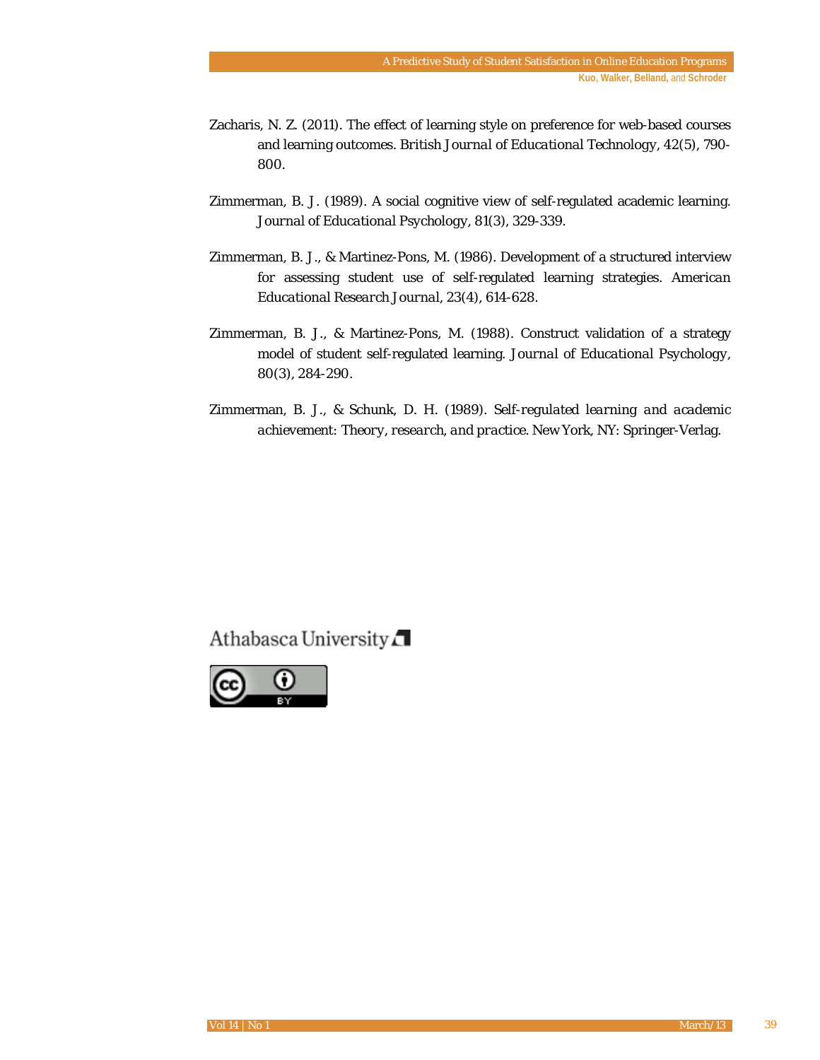Zacharis, N. Z. (2011). The effect of learning style on preference for web-based courses and learning outcomes. *British Journal of Educational Technology, 42*(5), 790-800.

Zimmerman, B. J. (1989). A social cognitive view of self-regulated academic learning. *Journal of Educational Psychology, 81*(3), 329-339.

Zimmerman, B. J., & Martinez-Pons, M. (1986). Development of a structured interview for assessing student use of self-regulated learning strategies. *American Educational Research Journal, 23*(4), 614-628.

Zimmerman, B. J., & Martinez-Pons, M. (1988). Construct validation of a strategy model of student self-regulated learning. *Journal of Educational Psychology, 80*(3), 284-290.

Zimmerman, B. J., & Schunk, D. H. (1989). *Self-regulated learning and academic achievement: Theory, research, and practice*. New York, NY: Springer-Verlag.

Athabasca University